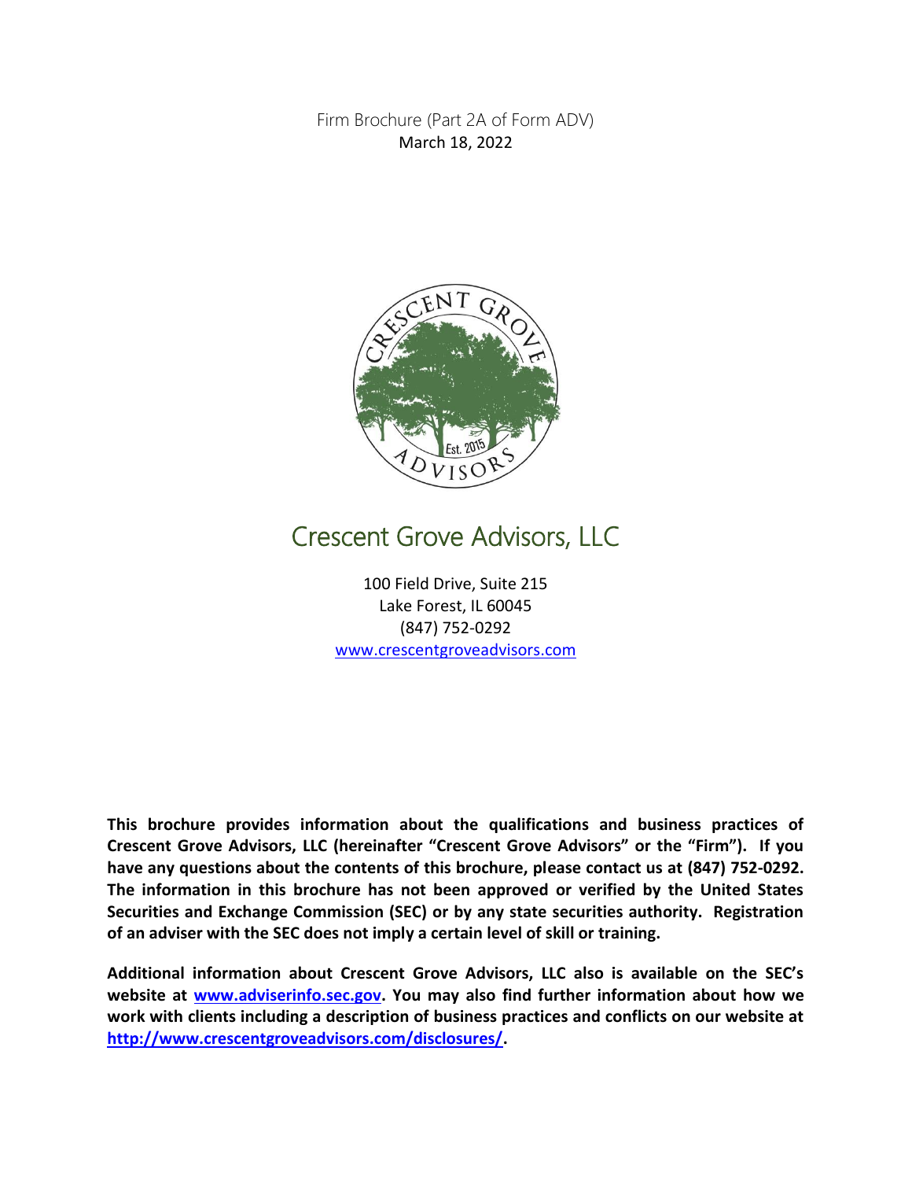Firm Brochure (Part 2A of Form ADV)
March 18, 2022

# Crescent Grove Advisors, LLC

100 Field Drive, Suite 215
Lake Forest, IL 60045
(847) 752-0292
www.crescentgroveadvisors.com

**This brochure provides information about the qualifications and business practices of Crescent Grove Advisors, LLC (hereinafter "Crescent Grove Advisors" or the "Firm"). If you have any questions about the contents of this brochure, please contact us at (847) 752-0292. The information in this brochure has not been approved or verified by the United States Securities and Exchange Commission (SEC) or by any state securities authority. Registration of an adviser with the SEC does not imply a certain level of skill or training.**

**Additional information about Crescent Grove Advisors, LLC also is available on the SEC's website at www.adviserinfo.sec.gov. You may also find further information about how we work with clients including a description of business practices and conflicts on our website at http://www.crescentgroveadvisors.com/disclosures/.**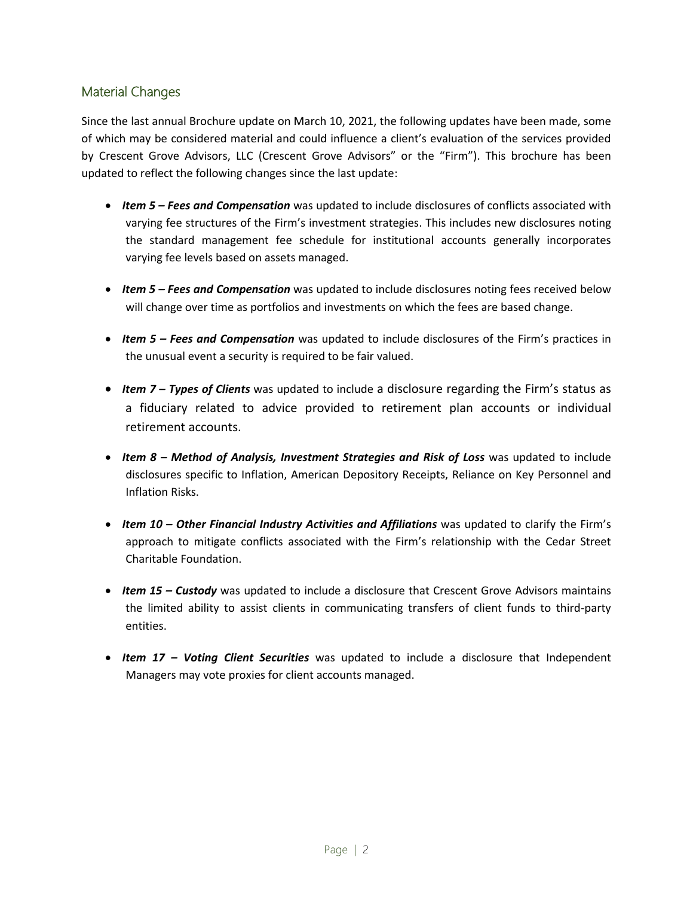## Material Changes

Since the last annual Brochure update on March 10, 2021, the following updates have been made, some of which may be considered material and could influence a client's evaluation of the services provided by Crescent Grove Advisors, LLC (Crescent Grove Advisors" or the "Firm"). This brochure has been updated to reflect the following changes since the last update:

- ***Item 5 – Fees and Compensation*** was updated to include disclosures of conflicts associated with varying fee structures of the Firm's investment strategies. This includes new disclosures noting the standard management fee schedule for institutional accounts generally incorporates varying fee levels based on assets managed.
- ***Item 5 – Fees and Compensation*** was updated to include disclosures noting fees received below will change over time as portfolios and investments on which the fees are based change.
- ***Item 5 – Fees and Compensation*** was updated to include disclosures of the Firm's practices in the unusual event a security is required to be fair valued.
- ***Item 7 – Types of Clients*** was updated to include a disclosure regarding the Firm's status as a fiduciary related to advice provided to retirement plan accounts or individual retirement accounts.
- ***Item 8 – Method of Analysis, Investment Strategies and Risk of Loss*** was updated to include disclosures specific to Inflation, American Depository Receipts, Reliance on Key Personnel and Inflation Risks.
- ***Item 10 – Other Financial Industry Activities and Affiliations*** was updated to clarify the Firm's approach to mitigate conflicts associated with the Firm's relationship with the Cedar Street Charitable Foundation.
- ***Item 15 – Custody*** was updated to include a disclosure that Crescent Grove Advisors maintains the limited ability to assist clients in communicating transfers of client funds to third-party entities.
- ***Item 17 – Voting Client Securities*** was updated to include a disclosure that Independent Managers may vote proxies for client accounts managed.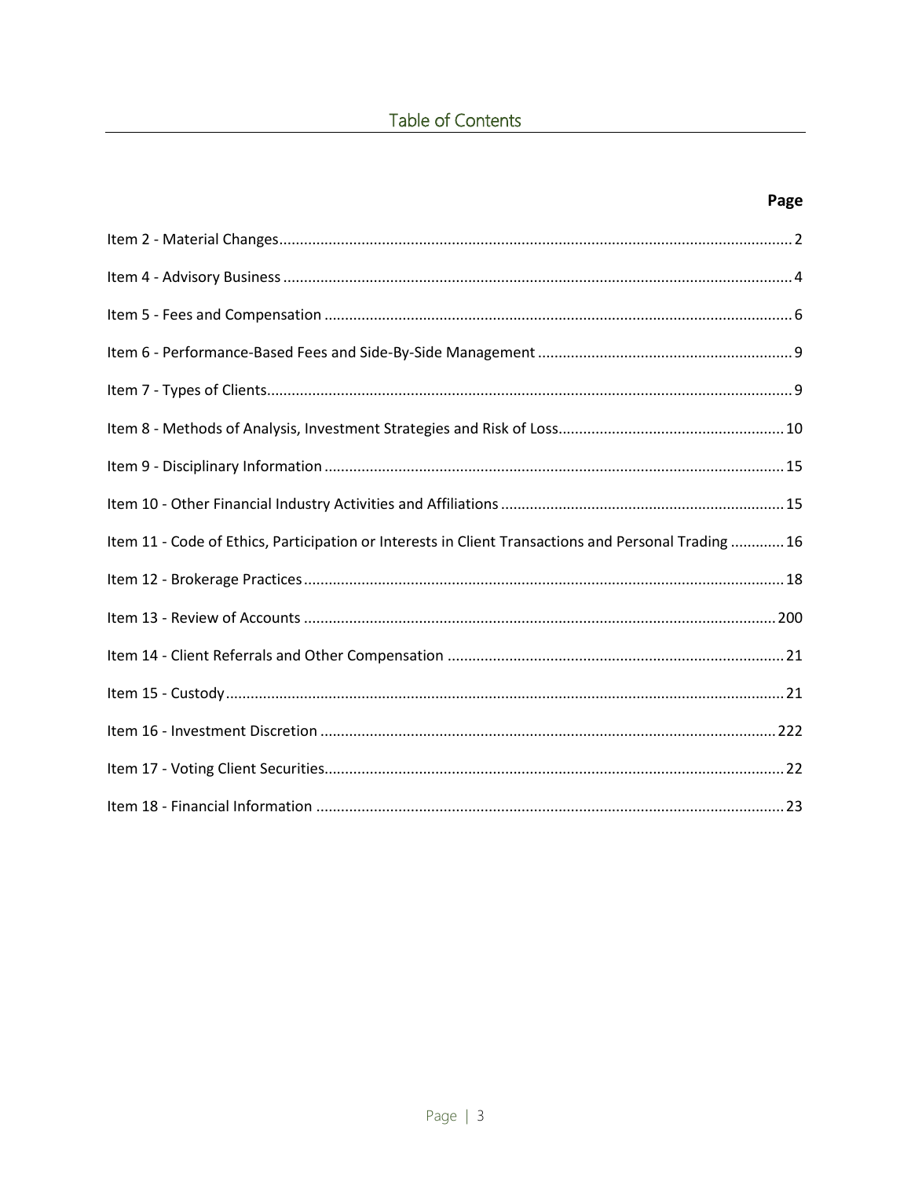# Table of Contents

| | Page |
|---|---|
| Item 2 - Material Changes | 2 |
| Item 4 - Advisory Business | 4 |
| Item 5 - Fees and Compensation | 6 |
| Item 6 - Performance-Based Fees and Side-By-Side Management | 9 |
| Item 7 - Types of Clients | 9 |
| Item 8 - Methods of Analysis, Investment Strategies and Risk of Loss | 10 |
| Item 9 - Disciplinary Information | 15 |
| Item 10 - Other Financial Industry Activities and Affiliations | 15 |
| Item 11 - Code of Ethics, Participation or Interests in Client Transactions and Personal Trading | 16 |
| Item 12 - Brokerage Practices | 18 |
| Item 13 - Review of Accounts | 200 |
| Item 14 - Client Referrals and Other Compensation | 21 |
| Item 15 - Custody | 21 |
| Item 16 - Investment Discretion | 222 |
| Item 17 - Voting Client Securities | 22 |
| Item 18 - Financial Information | 23 |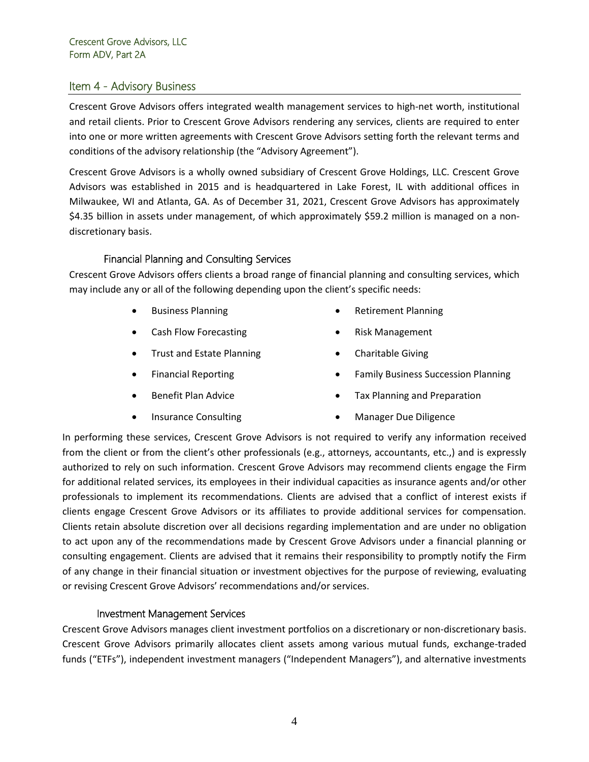## Item 4 - Advisory Business

Crescent Grove Advisors offers integrated wealth management services to high-net worth, institutional and retail clients. Prior to Crescent Grove Advisors rendering any services, clients are required to enter into one or more written agreements with Crescent Grove Advisors setting forth the relevant terms and conditions of the advisory relationship (the "Advisory Agreement").

Crescent Grove Advisors is a wholly owned subsidiary of Crescent Grove Holdings, LLC. Crescent Grove Advisors was established in 2015 and is headquartered in Lake Forest, IL with additional offices in Milwaukee, WI and Atlanta, GA. As of December 31, 2021, Crescent Grove Advisors has approximately $4.35 billion in assets under management, of which approximately $59.2 million is managed on a non-discretionary basis.

### Financial Planning and Consulting Services

Crescent Grove Advisors offers clients a broad range of financial planning and consulting services, which may include any or all of the following depending upon the client's specific needs:

- Business Planning
- Cash Flow Forecasting
- Trust and Estate Planning
- Financial Reporting
- Benefit Plan Advice
- Insurance Consulting
- Retirement Planning
- Risk Management
- Charitable Giving
- Family Business Succession Planning
- Tax Planning and Preparation
- Manager Due Diligence

In performing these services, Crescent Grove Advisors is not required to verify any information received from the client or from the client's other professionals (e.g., attorneys, accountants, etc.,) and is expressly authorized to rely on such information. Crescent Grove Advisors may recommend clients engage the Firm for additional related services, its employees in their individual capacities as insurance agents and/or other professionals to implement its recommendations. Clients are advised that a conflict of interest exists if clients engage Crescent Grove Advisors or its affiliates to provide additional services for compensation. Clients retain absolute discretion over all decisions regarding implementation and are under no obligation to act upon any of the recommendations made by Crescent Grove Advisors under a financial planning or consulting engagement. Clients are advised that it remains their responsibility to promptly notify the Firm of any change in their financial situation or investment objectives for the purpose of reviewing, evaluating or revising Crescent Grove Advisors' recommendations and/or services.

### Investment Management Services

Crescent Grove Advisors manages client investment portfolios on a discretionary or non-discretionary basis. Crescent Grove Advisors primarily allocates client assets among various mutual funds, exchange-traded funds ("ETFs"), independent investment managers ("Independent Managers"), and alternative investments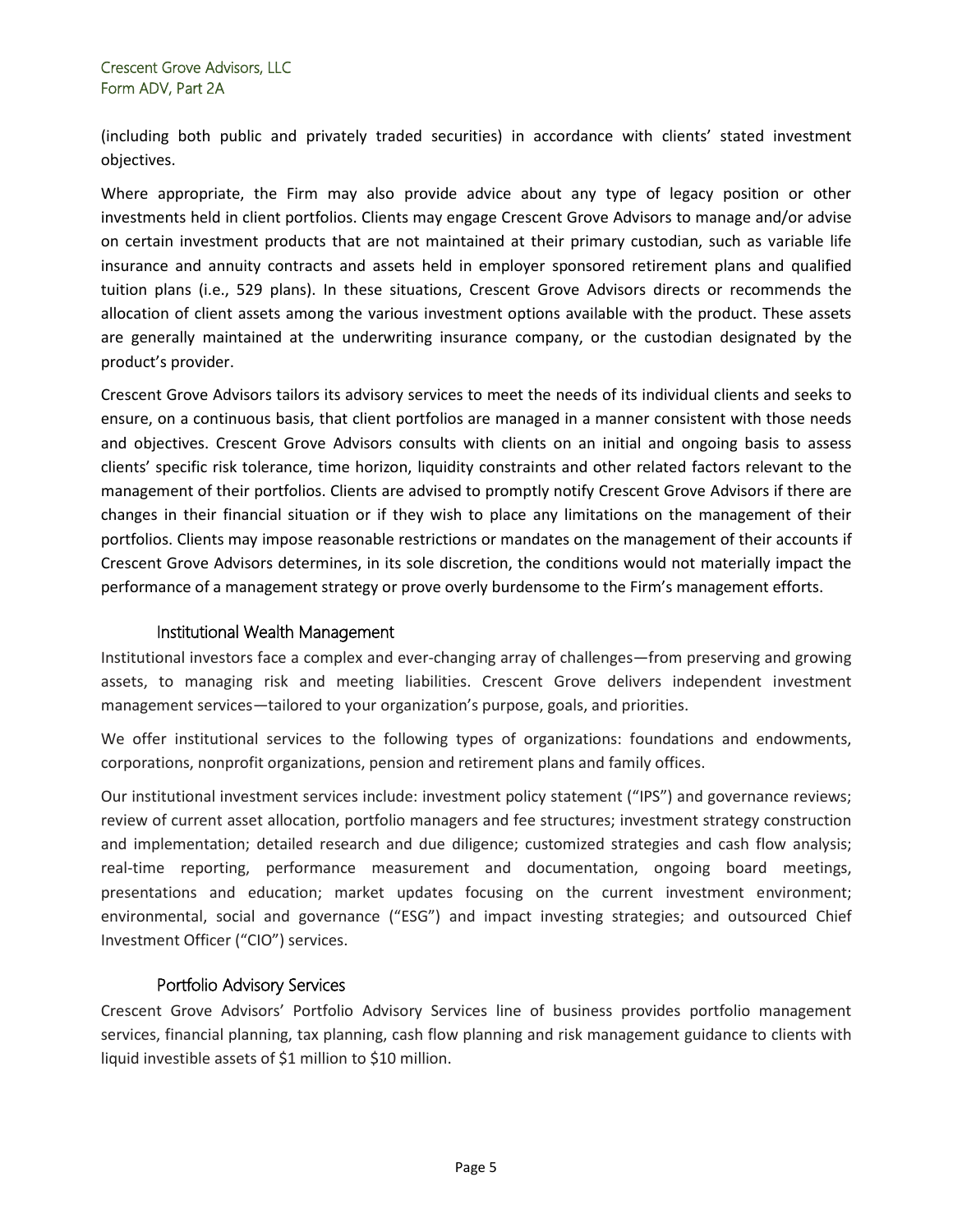(including both public and privately traded securities) in accordance with clients' stated investment objectives.

Where appropriate, the Firm may also provide advice about any type of legacy position or other investments held in client portfolios. Clients may engage Crescent Grove Advisors to manage and/or advise on certain investment products that are not maintained at their primary custodian, such as variable life insurance and annuity contracts and assets held in employer sponsored retirement plans and qualified tuition plans (i.e., 529 plans). In these situations, Crescent Grove Advisors directs or recommends the allocation of client assets among the various investment options available with the product. These assets are generally maintained at the underwriting insurance company, or the custodian designated by the product's provider.

Crescent Grove Advisors tailors its advisory services to meet the needs of its individual clients and seeks to ensure, on a continuous basis, that client portfolios are managed in a manner consistent with those needs and objectives. Crescent Grove Advisors consults with clients on an initial and ongoing basis to assess clients' specific risk tolerance, time horizon, liquidity constraints and other related factors relevant to the management of their portfolios. Clients are advised to promptly notify Crescent Grove Advisors if there are changes in their financial situation or if they wish to place any limitations on the management of their portfolios. Clients may impose reasonable restrictions or mandates on the management of their accounts if Crescent Grove Advisors determines, in its sole discretion, the conditions would not materially impact the performance of a management strategy or prove overly burdensome to the Firm's management efforts.

### Institutional Wealth Management

Institutional investors face a complex and ever-changing array of challenges—from preserving and growing assets, to managing risk and meeting liabilities. Crescent Grove delivers independent investment management services—tailored to your organization's purpose, goals, and priorities.

We offer institutional services to the following types of organizations: foundations and endowments, corporations, nonprofit organizations, pension and retirement plans and family offices.

Our institutional investment services include: investment policy statement ("IPS") and governance reviews; review of current asset allocation, portfolio managers and fee structures; investment strategy construction and implementation; detailed research and due diligence; customized strategies and cash flow analysis; real-time reporting, performance measurement and documentation, ongoing board meetings, presentations and education; market updates focusing on the current investment environment; environmental, social and governance ("ESG") and impact investing strategies; and outsourced Chief Investment Officer ("CIO") services.

### Portfolio Advisory Services

Crescent Grove Advisors' Portfolio Advisory Services line of business provides portfolio management services, financial planning, tax planning, cash flow planning and risk management guidance to clients with liquid investible assets of $1 million to $10 million.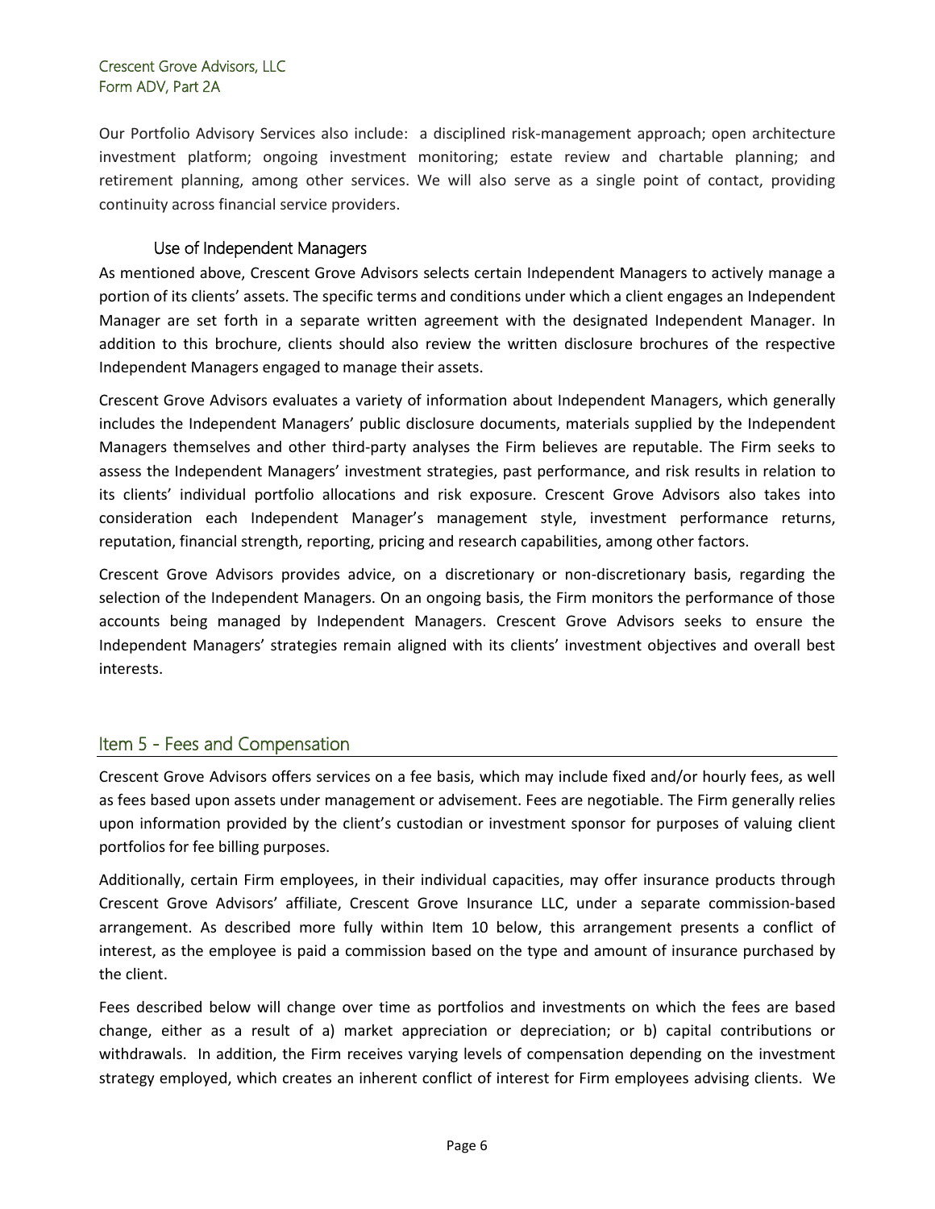Our Portfolio Advisory Services also include: a disciplined risk-management approach; open architecture investment platform; ongoing investment monitoring; estate review and chartable planning; and retirement planning, among other services. We will also serve as a single point of contact, providing continuity across financial service providers.

### Use of Independent Managers

As mentioned above, Crescent Grove Advisors selects certain Independent Managers to actively manage a portion of its clients' assets. The specific terms and conditions under which a client engages an Independent Manager are set forth in a separate written agreement with the designated Independent Manager. In addition to this brochure, clients should also review the written disclosure brochures of the respective Independent Managers engaged to manage their assets.

Crescent Grove Advisors evaluates a variety of information about Independent Managers, which generally includes the Independent Managers' public disclosure documents, materials supplied by the Independent Managers themselves and other third-party analyses the Firm believes are reputable. The Firm seeks to assess the Independent Managers' investment strategies, past performance, and risk results in relation to its clients' individual portfolio allocations and risk exposure. Crescent Grove Advisors also takes into consideration each Independent Manager's management style, investment performance returns, reputation, financial strength, reporting, pricing and research capabilities, among other factors.

Crescent Grove Advisors provides advice, on a discretionary or non-discretionary basis, regarding the selection of the Independent Managers. On an ongoing basis, the Firm monitors the performance of those accounts being managed by Independent Managers. Crescent Grove Advisors seeks to ensure the Independent Managers' strategies remain aligned with its clients' investment objectives and overall best interests.

## Item 5 - Fees and Compensation

Crescent Grove Advisors offers services on a fee basis, which may include fixed and/or hourly fees, as well as fees based upon assets under management or advisement. Fees are negotiable. The Firm generally relies upon information provided by the client's custodian or investment sponsor for purposes of valuing client portfolios for fee billing purposes.

Additionally, certain Firm employees, in their individual capacities, may offer insurance products through Crescent Grove Advisors' affiliate, Crescent Grove Insurance LLC, under a separate commission-based arrangement. As described more fully within Item 10 below, this arrangement presents a conflict of interest, as the employee is paid a commission based on the type and amount of insurance purchased by the client.

Fees described below will change over time as portfolios and investments on which the fees are based change, either as a result of a) market appreciation or depreciation; or b) capital contributions or withdrawals. In addition, the Firm receives varying levels of compensation depending on the investment strategy employed, which creates an inherent conflict of interest for Firm employees advising clients. We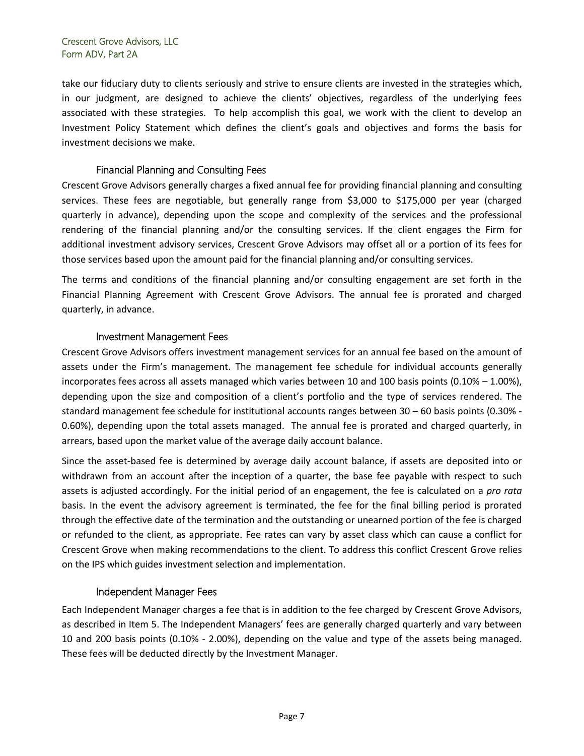take our fiduciary duty to clients seriously and strive to ensure clients are invested in the strategies which, in our judgment, are designed to achieve the clients' objectives, regardless of the underlying fees associated with these strategies. To help accomplish this goal, we work with the client to develop an Investment Policy Statement which defines the client's goals and objectives and forms the basis for investment decisions we make.

### Financial Planning and Consulting Fees

Crescent Grove Advisors generally charges a fixed annual fee for providing financial planning and consulting services. These fees are negotiable, but generally range from $3,000 to $175,000 per year (charged quarterly in advance), depending upon the scope and complexity of the services and the professional rendering of the financial planning and/or the consulting services. If the client engages the Firm for additional investment advisory services, Crescent Grove Advisors may offset all or a portion of its fees for those services based upon the amount paid for the financial planning and/or consulting services.

The terms and conditions of the financial planning and/or consulting engagement are set forth in the Financial Planning Agreement with Crescent Grove Advisors. The annual fee is prorated and charged quarterly, in advance.

### Investment Management Fees

Crescent Grove Advisors offers investment management services for an annual fee based on the amount of assets under the Firm's management. The management fee schedule for individual accounts generally incorporates fees across all assets managed which varies between 10 and 100 basis points (0.10% – 1.00%), depending upon the size and composition of a client's portfolio and the type of services rendered. The standard management fee schedule for institutional accounts ranges between 30 – 60 basis points (0.30% - 0.60%), depending upon the total assets managed. The annual fee is prorated and charged quarterly, in arrears, based upon the market value of the average daily account balance.

Since the asset-based fee is determined by average daily account balance, if assets are deposited into or withdrawn from an account after the inception of a quarter, the base fee payable with respect to such assets is adjusted accordingly. For the initial period of an engagement, the fee is calculated on a *pro rata* basis. In the event the advisory agreement is terminated, the fee for the final billing period is prorated through the effective date of the termination and the outstanding or unearned portion of the fee is charged or refunded to the client, as appropriate. Fee rates can vary by asset class which can cause a conflict for Crescent Grove when making recommendations to the client. To address this conflict Crescent Grove relies on the IPS which guides investment selection and implementation.

### Independent Manager Fees

Each Independent Manager charges a fee that is in addition to the fee charged by Crescent Grove Advisors, as described in Item 5. The Independent Managers' fees are generally charged quarterly and vary between 10 and 200 basis points (0.10% - 2.00%), depending on the value and type of the assets being managed. These fees will be deducted directly by the Investment Manager.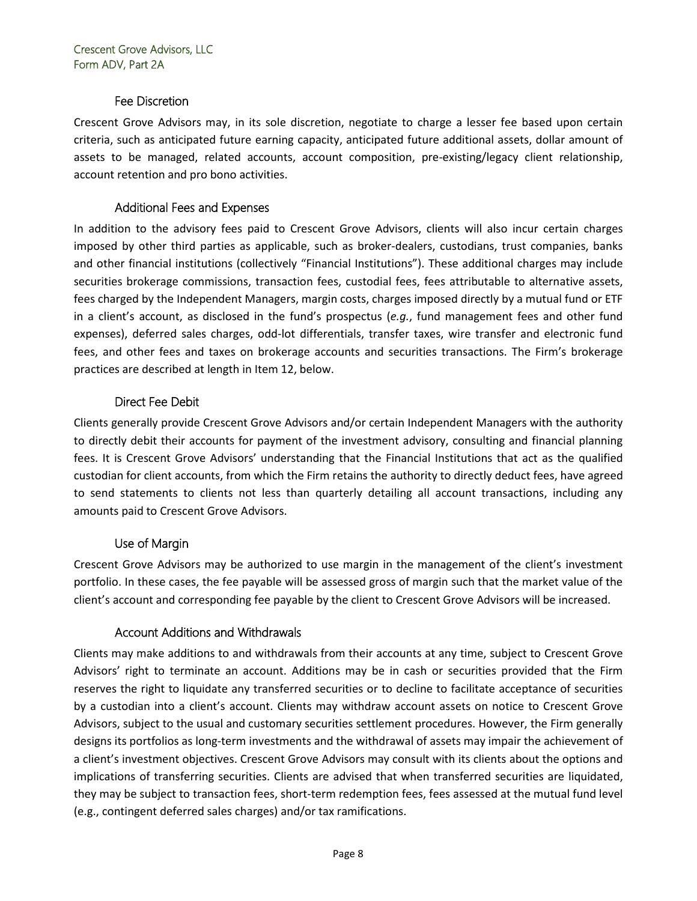### Fee Discretion

Crescent Grove Advisors may, in its sole discretion, negotiate to charge a lesser fee based upon certain criteria, such as anticipated future earning capacity, anticipated future additional assets, dollar amount of assets to be managed, related accounts, account composition, pre-existing/legacy client relationship, account retention and pro bono activities.

### Additional Fees and Expenses

In addition to the advisory fees paid to Crescent Grove Advisors, clients will also incur certain charges imposed by other third parties as applicable, such as broker-dealers, custodians, trust companies, banks and other financial institutions (collectively "Financial Institutions"). These additional charges may include securities brokerage commissions, transaction fees, custodial fees, fees attributable to alternative assets, fees charged by the Independent Managers, margin costs, charges imposed directly by a mutual fund or ETF in a client's account, as disclosed in the fund's prospectus (*e.g.*, fund management fees and other fund expenses), deferred sales charges, odd-lot differentials, transfer taxes, wire transfer and electronic fund fees, and other fees and taxes on brokerage accounts and securities transactions. The Firm's brokerage practices are described at length in Item 12, below.

### Direct Fee Debit

Clients generally provide Crescent Grove Advisors and/or certain Independent Managers with the authority to directly debit their accounts for payment of the investment advisory, consulting and financial planning fees. It is Crescent Grove Advisors' understanding that the Financial Institutions that act as the qualified custodian for client accounts, from which the Firm retains the authority to directly deduct fees, have agreed to send statements to clients not less than quarterly detailing all account transactions, including any amounts paid to Crescent Grove Advisors.

### Use of Margin

Crescent Grove Advisors may be authorized to use margin in the management of the client's investment portfolio. In these cases, the fee payable will be assessed gross of margin such that the market value of the client's account and corresponding fee payable by the client to Crescent Grove Advisors will be increased.

### Account Additions and Withdrawals

Clients may make additions to and withdrawals from their accounts at any time, subject to Crescent Grove Advisors' right to terminate an account. Additions may be in cash or securities provided that the Firm reserves the right to liquidate any transferred securities or to decline to facilitate acceptance of securities by a custodian into a client's account. Clients may withdraw account assets on notice to Crescent Grove Advisors, subject to the usual and customary securities settlement procedures. However, the Firm generally designs its portfolios as long-term investments and the withdrawal of assets may impair the achievement of a client's investment objectives. Crescent Grove Advisors may consult with its clients about the options and implications of transferring securities. Clients are advised that when transferred securities are liquidated, they may be subject to transaction fees, short-term redemption fees, fees assessed at the mutual fund level (e.g., contingent deferred sales charges) and/or tax ramifications.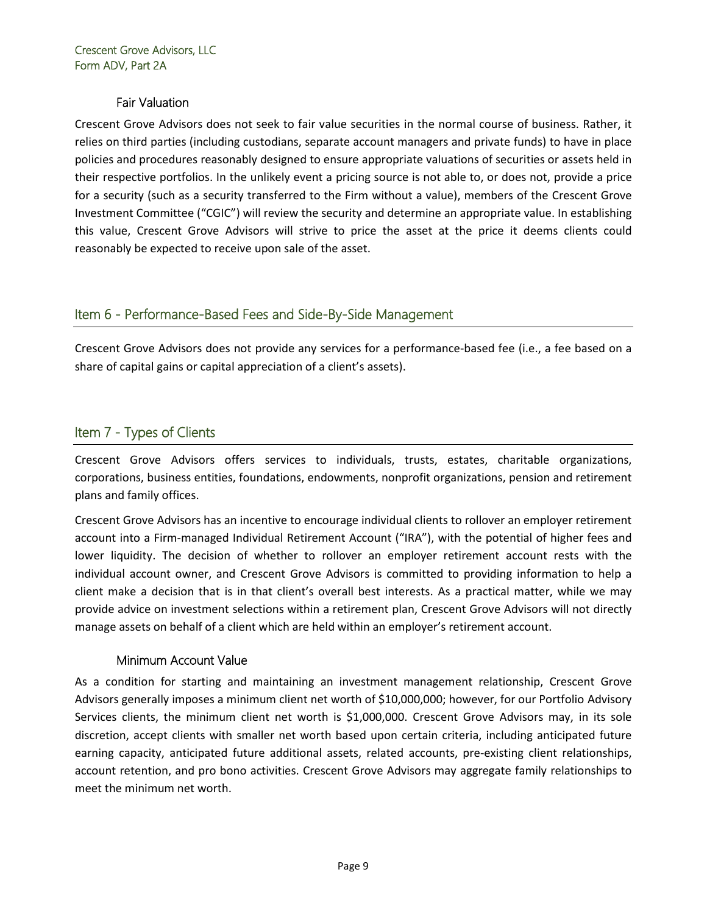### Fair Valuation

Crescent Grove Advisors does not seek to fair value securities in the normal course of business. Rather, it relies on third parties (including custodians, separate account managers and private funds) to have in place policies and procedures reasonably designed to ensure appropriate valuations of securities or assets held in their respective portfolios. In the unlikely event a pricing source is not able to, or does not, provide a price for a security (such as a security transferred to the Firm without a value), members of the Crescent Grove Investment Committee ("CGIC") will review the security and determine an appropriate value. In establishing this value, Crescent Grove Advisors will strive to price the asset at the price it deems clients could reasonably be expected to receive upon sale of the asset.

## Item 6 - Performance-Based Fees and Side-By-Side Management

Crescent Grove Advisors does not provide any services for a performance-based fee (i.e., a fee based on a share of capital gains or capital appreciation of a client's assets).

## Item 7 - Types of Clients

Crescent Grove Advisors offers services to individuals, trusts, estates, charitable organizations, corporations, business entities, foundations, endowments, nonprofit organizations, pension and retirement plans and family offices.

Crescent Grove Advisors has an incentive to encourage individual clients to rollover an employer retirement account into a Firm-managed Individual Retirement Account ("IRA"), with the potential of higher fees and lower liquidity. The decision of whether to rollover an employer retirement account rests with the individual account owner, and Crescent Grove Advisors is committed to providing information to help a client make a decision that is in that client's overall best interests. As a practical matter, while we may provide advice on investment selections within a retirement plan, Crescent Grove Advisors will not directly manage assets on behalf of a client which are held within an employer's retirement account.

### Minimum Account Value

As a condition for starting and maintaining an investment management relationship, Crescent Grove Advisors generally imposes a minimum client net worth of $10,000,000; however, for our Portfolio Advisory Services clients, the minimum client net worth is $1,000,000. Crescent Grove Advisors may, in its sole discretion, accept clients with smaller net worth based upon certain criteria, including anticipated future earning capacity, anticipated future additional assets, related accounts, pre-existing client relationships, account retention, and pro bono activities. Crescent Grove Advisors may aggregate family relationships to meet the minimum net worth.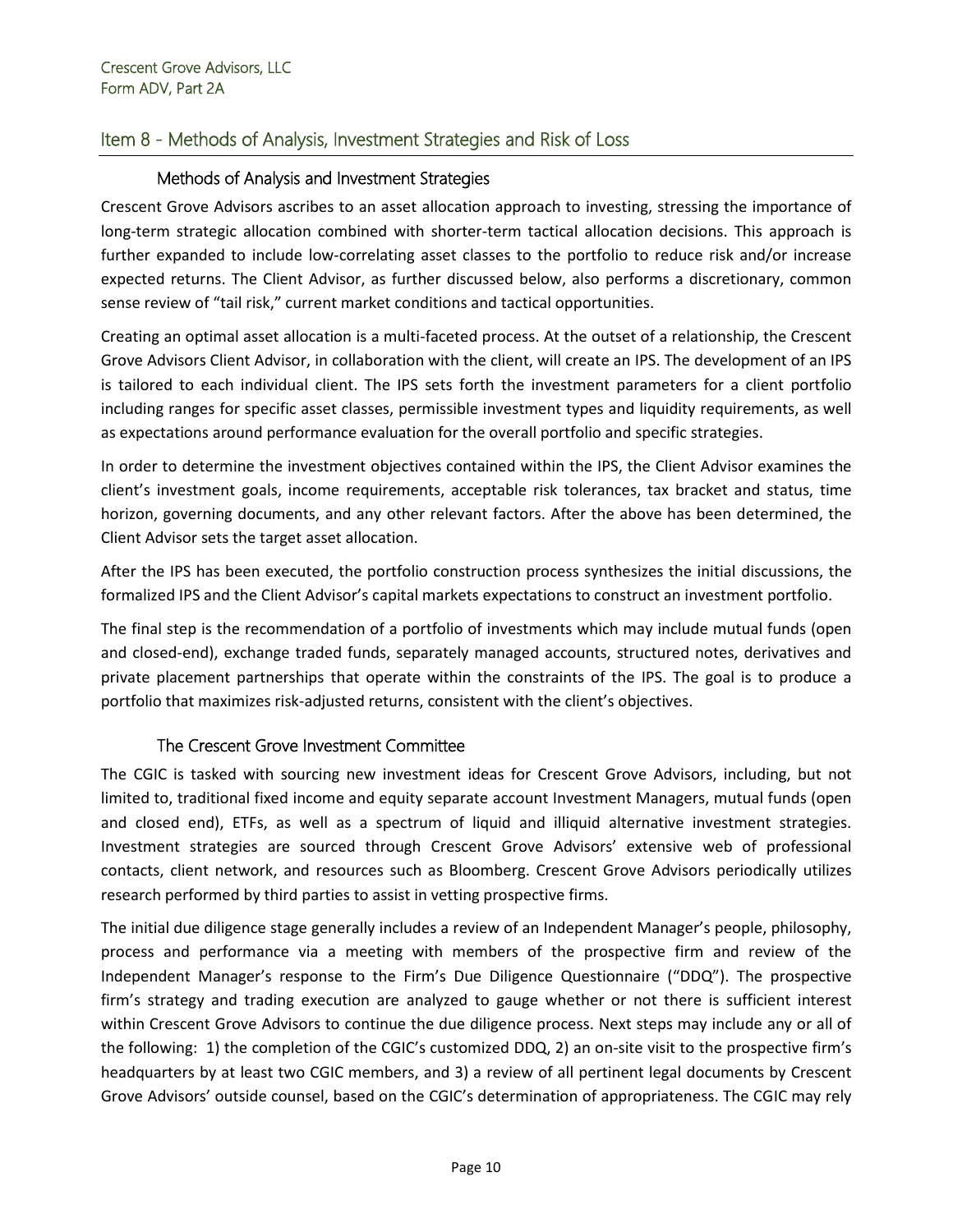## Item 8 - Methods of Analysis, Investment Strategies and Risk of Loss

### Methods of Analysis and Investment Strategies

Crescent Grove Advisors ascribes to an asset allocation approach to investing, stressing the importance of long-term strategic allocation combined with shorter-term tactical allocation decisions. This approach is further expanded to include low-correlating asset classes to the portfolio to reduce risk and/or increase expected returns. The Client Advisor, as further discussed below, also performs a discretionary, common sense review of "tail risk," current market conditions and tactical opportunities.

Creating an optimal asset allocation is a multi-faceted process. At the outset of a relationship, the Crescent Grove Advisors Client Advisor, in collaboration with the client, will create an IPS. The development of an IPS is tailored to each individual client. The IPS sets forth the investment parameters for a client portfolio including ranges for specific asset classes, permissible investment types and liquidity requirements, as well as expectations around performance evaluation for the overall portfolio and specific strategies.

In order to determine the investment objectives contained within the IPS, the Client Advisor examines the client's investment goals, income requirements, acceptable risk tolerances, tax bracket and status, time horizon, governing documents, and any other relevant factors. After the above has been determined, the Client Advisor sets the target asset allocation.

After the IPS has been executed, the portfolio construction process synthesizes the initial discussions, the formalized IPS and the Client Advisor's capital markets expectations to construct an investment portfolio.

The final step is the recommendation of a portfolio of investments which may include mutual funds (open and closed-end), exchange traded funds, separately managed accounts, structured notes, derivatives and private placement partnerships that operate within the constraints of the IPS. The goal is to produce a portfolio that maximizes risk-adjusted returns, consistent with the client's objectives.

### The Crescent Grove Investment Committee

The CGIC is tasked with sourcing new investment ideas for Crescent Grove Advisors, including, but not limited to, traditional fixed income and equity separate account Investment Managers, mutual funds (open and closed end), ETFs, as well as a spectrum of liquid and illiquid alternative investment strategies. Investment strategies are sourced through Crescent Grove Advisors' extensive web of professional contacts, client network, and resources such as Bloomberg. Crescent Grove Advisors periodically utilizes research performed by third parties to assist in vetting prospective firms.

The initial due diligence stage generally includes a review of an Independent Manager's people, philosophy, process and performance via a meeting with members of the prospective firm and review of the Independent Manager's response to the Firm's Due Diligence Questionnaire ("DDQ"). The prospective firm's strategy and trading execution are analyzed to gauge whether or not there is sufficient interest within Crescent Grove Advisors to continue the due diligence process. Next steps may include any or all of the following: 1) the completion of the CGIC's customized DDQ, 2) an on-site visit to the prospective firm's headquarters by at least two CGIC members, and 3) a review of all pertinent legal documents by Crescent Grove Advisors' outside counsel, based on the CGIC's determination of appropriateness. The CGIC may rely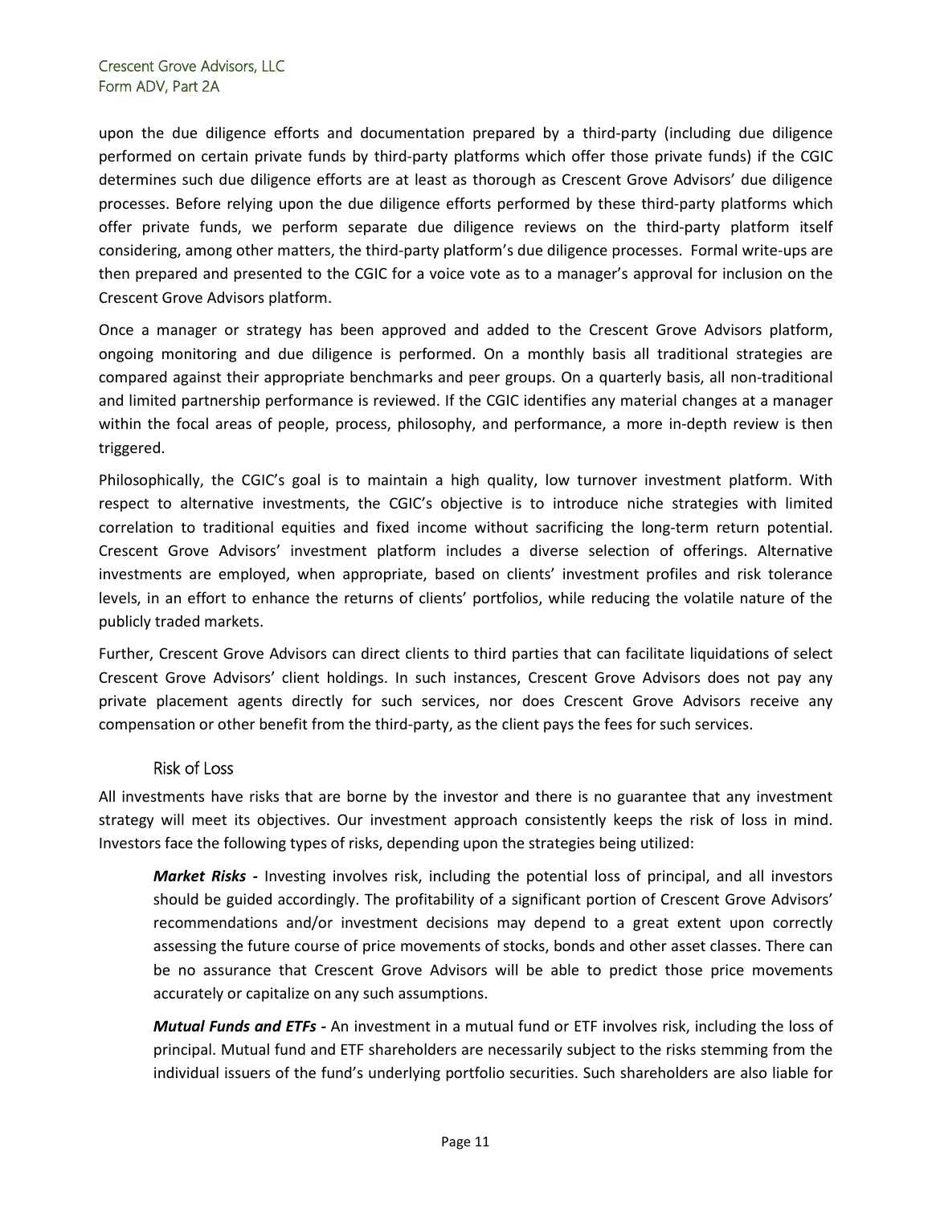upon the due diligence efforts and documentation prepared by a third-party (including due diligence performed on certain private funds by third-party platforms which offer those private funds) if the CGIC determines such due diligence efforts are at least as thorough as Crescent Grove Advisors' due diligence processes. Before relying upon the due diligence efforts performed by these third-party platforms which offer private funds, we perform separate due diligence reviews on the third-party platform itself considering, among other matters, the third-party platform's due diligence processes. Formal write-ups are then prepared and presented to the CGIC for a voice vote as to a manager's approval for inclusion on the Crescent Grove Advisors platform.

Once a manager or strategy has been approved and added to the Crescent Grove Advisors platform, ongoing monitoring and due diligence is performed. On a monthly basis all traditional strategies are compared against their appropriate benchmarks and peer groups. On a quarterly basis, all non-traditional and limited partnership performance is reviewed. If the CGIC identifies any material changes at a manager within the focal areas of people, process, philosophy, and performance, a more in-depth review is then triggered.

Philosophically, the CGIC's goal is to maintain a high quality, low turnover investment platform. With respect to alternative investments, the CGIC's objective is to introduce niche strategies with limited correlation to traditional equities and fixed income without sacrificing the long-term return potential. Crescent Grove Advisors' investment platform includes a diverse selection of offerings. Alternative investments are employed, when appropriate, based on clients' investment profiles and risk tolerance levels, in an effort to enhance the returns of clients' portfolios, while reducing the volatile nature of the publicly traded markets.

Further, Crescent Grove Advisors can direct clients to third parties that can facilitate liquidations of select Crescent Grove Advisors' client holdings. In such instances, Crescent Grove Advisors does not pay any private placement agents directly for such services, nor does Crescent Grove Advisors receive any compensation or other benefit from the third-party, as the client pays the fees for such services.

### Risk of Loss

All investments have risks that are borne by the investor and there is no guarantee that any investment strategy will meet its objectives. Our investment approach consistently keeps the risk of loss in mind. Investors face the following types of risks, depending upon the strategies being utilized:

***Market Risks -*** Investing involves risk, including the potential loss of principal, and all investors should be guided accordingly. The profitability of a significant portion of Crescent Grove Advisors' recommendations and/or investment decisions may depend to a great extent upon correctly assessing the future course of price movements of stocks, bonds and other asset classes. There can be no assurance that Crescent Grove Advisors will be able to predict those price movements accurately or capitalize on any such assumptions.

***Mutual Funds and ETFs -*** An investment in a mutual fund or ETF involves risk, including the loss of principal. Mutual fund and ETF shareholders are necessarily subject to the risks stemming from the individual issuers of the fund's underlying portfolio securities. Such shareholders are also liable for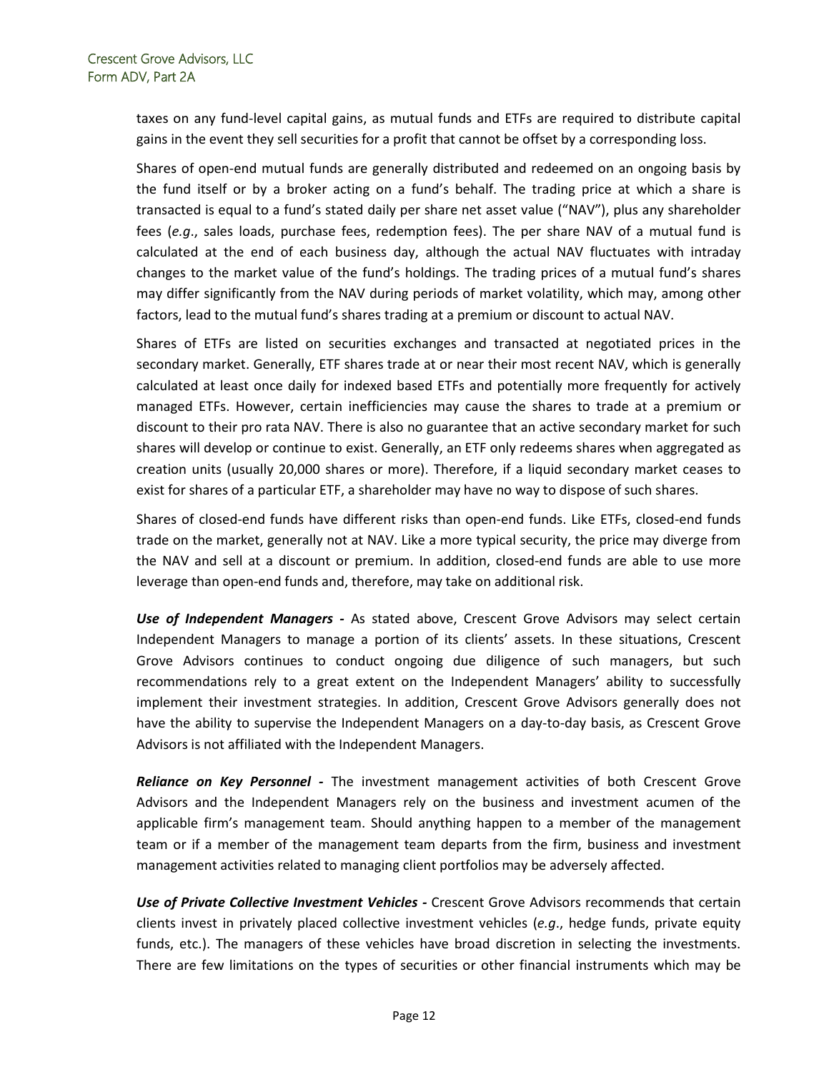taxes on any fund-level capital gains, as mutual funds and ETFs are required to distribute capital gains in the event they sell securities for a profit that cannot be offset by a corresponding loss.

Shares of open-end mutual funds are generally distributed and redeemed on an ongoing basis by the fund itself or by a broker acting on a fund's behalf. The trading price at which a share is transacted is equal to a fund's stated daily per share net asset value ("NAV"), plus any shareholder fees (*e.g*., sales loads, purchase fees, redemption fees). The per share NAV of a mutual fund is calculated at the end of each business day, although the actual NAV fluctuates with intraday changes to the market value of the fund's holdings. The trading prices of a mutual fund's shares may differ significantly from the NAV during periods of market volatility, which may, among other factors, lead to the mutual fund's shares trading at a premium or discount to actual NAV.

Shares of ETFs are listed on securities exchanges and transacted at negotiated prices in the secondary market. Generally, ETF shares trade at or near their most recent NAV, which is generally calculated at least once daily for indexed based ETFs and potentially more frequently for actively managed ETFs. However, certain inefficiencies may cause the shares to trade at a premium or discount to their pro rata NAV. There is also no guarantee that an active secondary market for such shares will develop or continue to exist. Generally, an ETF only redeems shares when aggregated as creation units (usually 20,000 shares or more). Therefore, if a liquid secondary market ceases to exist for shares of a particular ETF, a shareholder may have no way to dispose of such shares.

Shares of closed-end funds have different risks than open-end funds. Like ETFs, closed-end funds trade on the market, generally not at NAV. Like a more typical security, the price may diverge from the NAV and sell at a discount or premium. In addition, closed-end funds are able to use more leverage than open-end funds and, therefore, may take on additional risk.

***Use of Independent Managers -*** As stated above, Crescent Grove Advisors may select certain Independent Managers to manage a portion of its clients' assets. In these situations, Crescent Grove Advisors continues to conduct ongoing due diligence of such managers, but such recommendations rely to a great extent on the Independent Managers' ability to successfully implement their investment strategies. In addition, Crescent Grove Advisors generally does not have the ability to supervise the Independent Managers on a day-to-day basis, as Crescent Grove Advisors is not affiliated with the Independent Managers.

***Reliance on Key Personnel -*** The investment management activities of both Crescent Grove Advisors and the Independent Managers rely on the business and investment acumen of the applicable firm's management team. Should anything happen to a member of the management team or if a member of the management team departs from the firm, business and investment management activities related to managing client portfolios may be adversely affected.

***Use of Private Collective Investment Vehicles -*** Crescent Grove Advisors recommends that certain clients invest in privately placed collective investment vehicles (*e.g*., hedge funds, private equity funds, etc.). The managers of these vehicles have broad discretion in selecting the investments. There are few limitations on the types of securities or other financial instruments which may be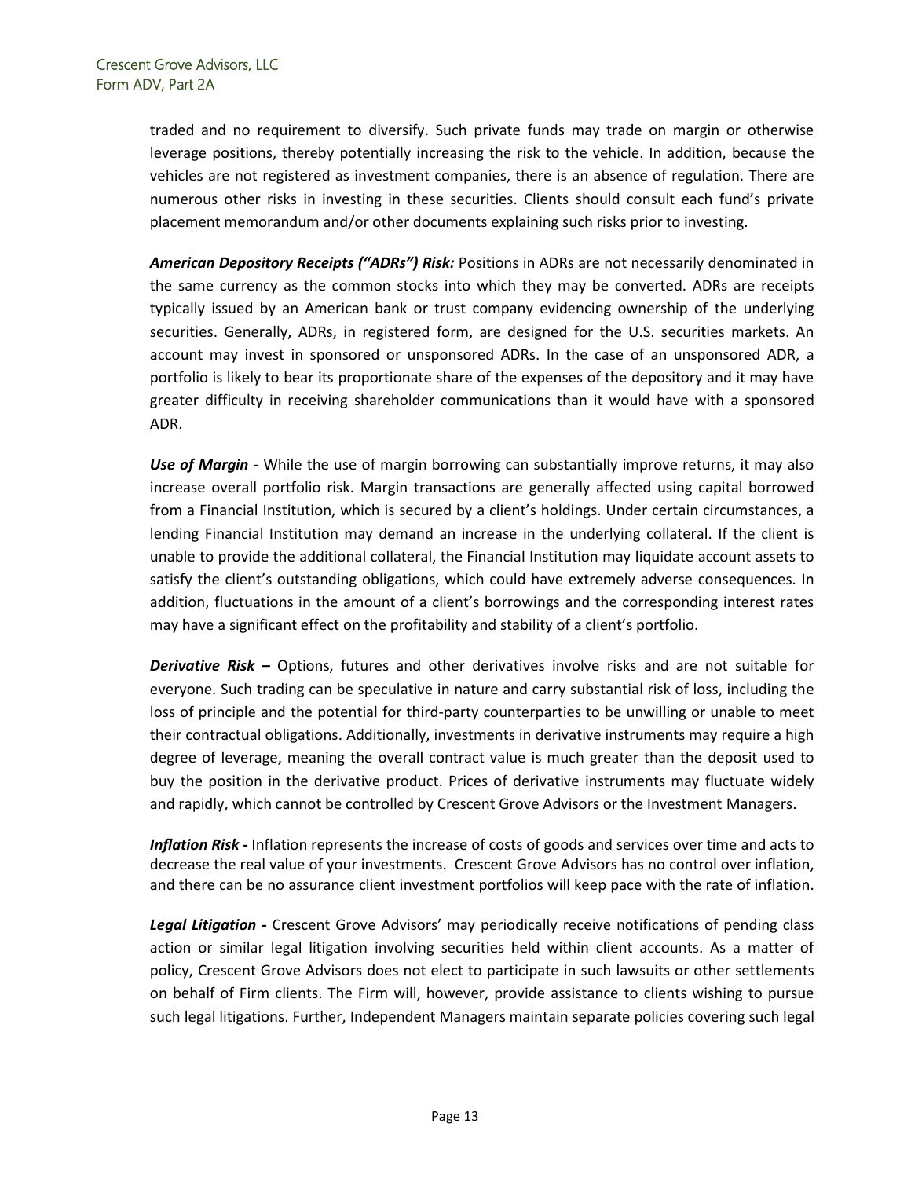traded and no requirement to diversify. Such private funds may trade on margin or otherwise leverage positions, thereby potentially increasing the risk to the vehicle. In addition, because the vehicles are not registered as investment companies, there is an absence of regulation. There are numerous other risks in investing in these securities. Clients should consult each fund's private placement memorandum and/or other documents explaining such risks prior to investing.

***American Depository Receipts ("ADRs") Risk:*** Positions in ADRs are not necessarily denominated in the same currency as the common stocks into which they may be converted. ADRs are receipts typically issued by an American bank or trust company evidencing ownership of the underlying securities. Generally, ADRs, in registered form, are designed for the U.S. securities markets. An account may invest in sponsored or unsponsored ADRs. In the case of an unsponsored ADR, a portfolio is likely to bear its proportionate share of the expenses of the depository and it may have greater difficulty in receiving shareholder communications than it would have with a sponsored ADR.

***Use of Margin -*** While the use of margin borrowing can substantially improve returns, it may also increase overall portfolio risk. Margin transactions are generally affected using capital borrowed from a Financial Institution, which is secured by a client's holdings. Under certain circumstances, a lending Financial Institution may demand an increase in the underlying collateral. If the client is unable to provide the additional collateral, the Financial Institution may liquidate account assets to satisfy the client's outstanding obligations, which could have extremely adverse consequences. In addition, fluctuations in the amount of a client's borrowings and the corresponding interest rates may have a significant effect on the profitability and stability of a client's portfolio.

***Derivative Risk –*** Options, futures and other derivatives involve risks and are not suitable for everyone. Such trading can be speculative in nature and carry substantial risk of loss, including the loss of principle and the potential for third-party counterparties to be unwilling or unable to meet their contractual obligations. Additionally, investments in derivative instruments may require a high degree of leverage, meaning the overall contract value is much greater than the deposit used to buy the position in the derivative product. Prices of derivative instruments may fluctuate widely and rapidly, which cannot be controlled by Crescent Grove Advisors or the Investment Managers.

***Inflation Risk -*** Inflation represents the increase of costs of goods and services over time and acts to decrease the real value of your investments. Crescent Grove Advisors has no control over inflation, and there can be no assurance client investment portfolios will keep pace with the rate of inflation.

***Legal Litigation -*** Crescent Grove Advisors' may periodically receive notifications of pending class action or similar legal litigation involving securities held within client accounts. As a matter of policy, Crescent Grove Advisors does not elect to participate in such lawsuits or other settlements on behalf of Firm clients. The Firm will, however, provide assistance to clients wishing to pursue such legal litigations. Further, Independent Managers maintain separate policies covering such legal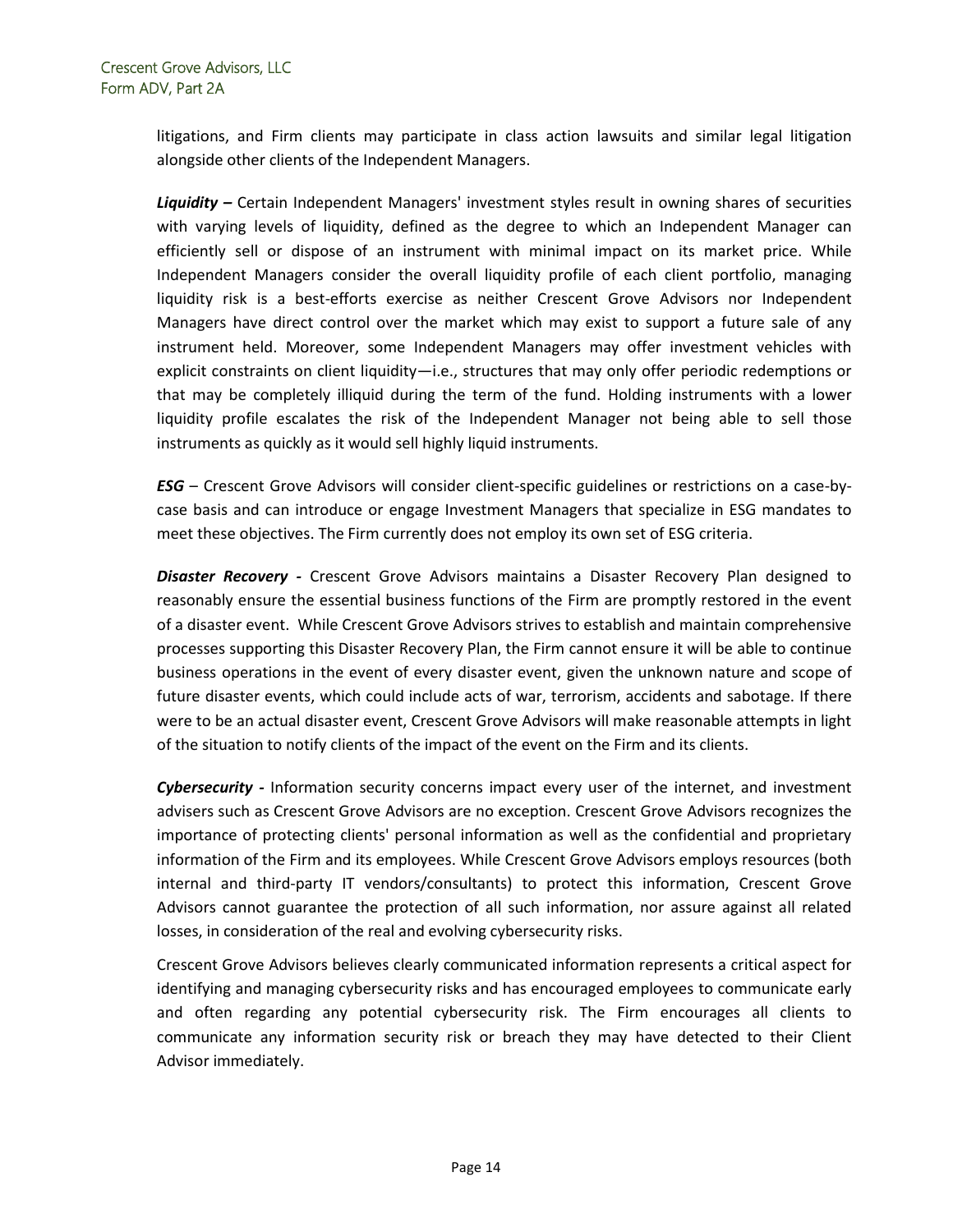litigations, and Firm clients may participate in class action lawsuits and similar legal litigation alongside other clients of the Independent Managers.

***Liquidity –*** Certain Independent Managers' investment styles result in owning shares of securities with varying levels of liquidity, defined as the degree to which an Independent Manager can efficiently sell or dispose of an instrument with minimal impact on its market price. While Independent Managers consider the overall liquidity profile of each client portfolio, managing liquidity risk is a best-efforts exercise as neither Crescent Grove Advisors nor Independent Managers have direct control over the market which may exist to support a future sale of any instrument held. Moreover, some Independent Managers may offer investment vehicles with explicit constraints on client liquidity—i.e., structures that may only offer periodic redemptions or that may be completely illiquid during the term of the fund. Holding instruments with a lower liquidity profile escalates the risk of the Independent Manager not being able to sell those instruments as quickly as it would sell highly liquid instruments.

***ESG*** – Crescent Grove Advisors will consider client-specific guidelines or restrictions on a case-by-case basis and can introduce or engage Investment Managers that specialize in ESG mandates to meet these objectives. The Firm currently does not employ its own set of ESG criteria.

***Disaster Recovery -*** Crescent Grove Advisors maintains a Disaster Recovery Plan designed to reasonably ensure the essential business functions of the Firm are promptly restored in the event of a disaster event. While Crescent Grove Advisors strives to establish and maintain comprehensive processes supporting this Disaster Recovery Plan, the Firm cannot ensure it will be able to continue business operations in the event of every disaster event, given the unknown nature and scope of future disaster events, which could include acts of war, terrorism, accidents and sabotage. If there were to be an actual disaster event, Crescent Grove Advisors will make reasonable attempts in light of the situation to notify clients of the impact of the event on the Firm and its clients.

***Cybersecurity -*** Information security concerns impact every user of the internet, and investment advisers such as Crescent Grove Advisors are no exception. Crescent Grove Advisors recognizes the importance of protecting clients' personal information as well as the confidential and proprietary information of the Firm and its employees. While Crescent Grove Advisors employs resources (both internal and third-party IT vendors/consultants) to protect this information, Crescent Grove Advisors cannot guarantee the protection of all such information, nor assure against all related losses, in consideration of the real and evolving cybersecurity risks.

Crescent Grove Advisors believes clearly communicated information represents a critical aspect for identifying and managing cybersecurity risks and has encouraged employees to communicate early and often regarding any potential cybersecurity risk. The Firm encourages all clients to communicate any information security risk or breach they may have detected to their Client Advisor immediately.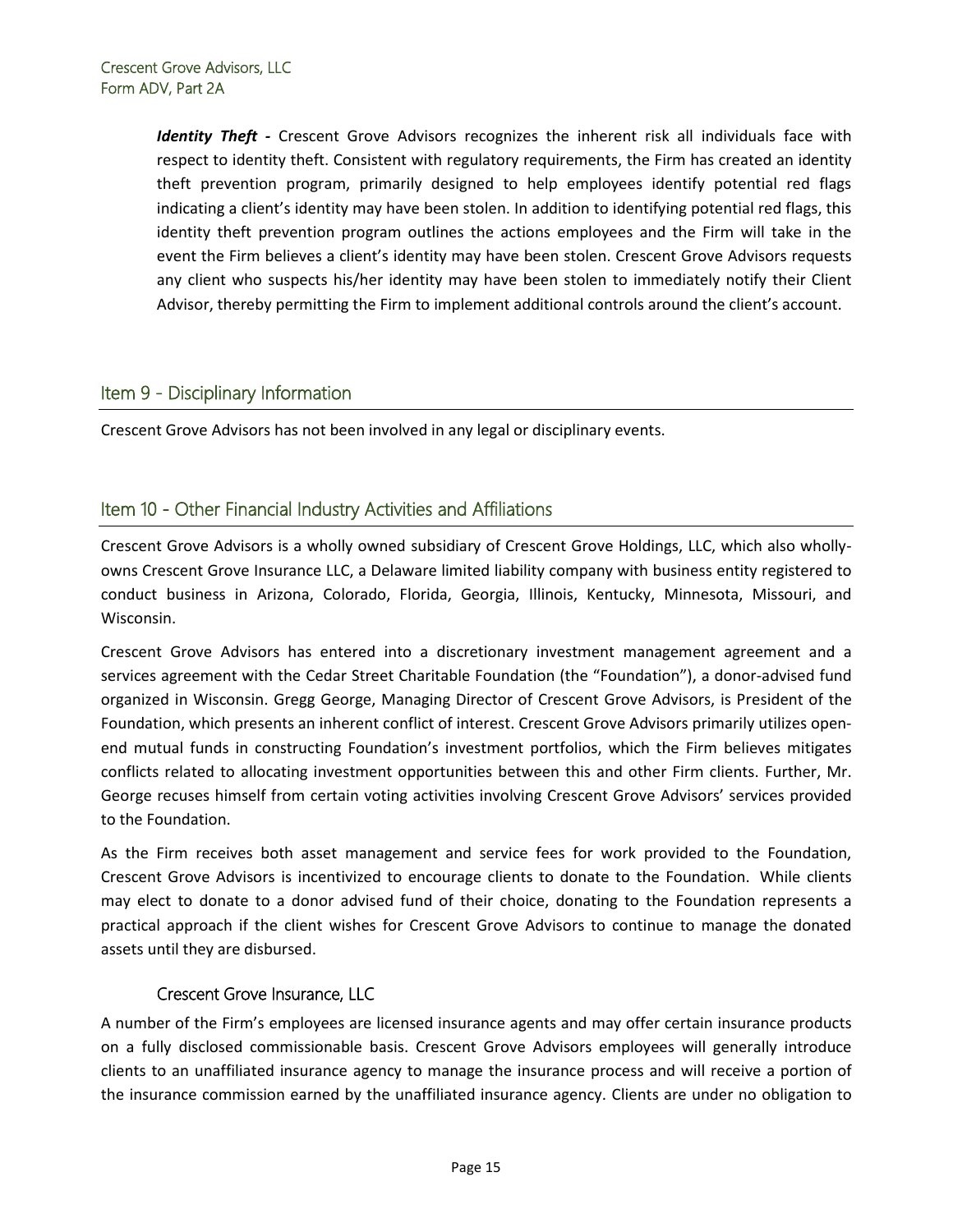***Identity Theft -*** Crescent Grove Advisors recognizes the inherent risk all individuals face with respect to identity theft. Consistent with regulatory requirements, the Firm has created an identity theft prevention program, primarily designed to help employees identify potential red flags indicating a client's identity may have been stolen. In addition to identifying potential red flags, this identity theft prevention program outlines the actions employees and the Firm will take in the event the Firm believes a client's identity may have been stolen. Crescent Grove Advisors requests any client who suspects his/her identity may have been stolen to immediately notify their Client Advisor, thereby permitting the Firm to implement additional controls around the client's account.

## Item 9 - Disciplinary Information

Crescent Grove Advisors has not been involved in any legal or disciplinary events.

## Item 10 - Other Financial Industry Activities and Affiliations

Crescent Grove Advisors is a wholly owned subsidiary of Crescent Grove Holdings, LLC, which also wholly-owns Crescent Grove Insurance LLC, a Delaware limited liability company with business entity registered to conduct business in Arizona, Colorado, Florida, Georgia, Illinois, Kentucky, Minnesota, Missouri, and Wisconsin.

Crescent Grove Advisors has entered into a discretionary investment management agreement and a services agreement with the Cedar Street Charitable Foundation (the "Foundation"), a donor-advised fund organized in Wisconsin. Gregg George, Managing Director of Crescent Grove Advisors, is President of the Foundation, which presents an inherent conflict of interest. Crescent Grove Advisors primarily utilizes open-end mutual funds in constructing Foundation's investment portfolios, which the Firm believes mitigates conflicts related to allocating investment opportunities between this and other Firm clients. Further, Mr. George recuses himself from certain voting activities involving Crescent Grove Advisors' services provided to the Foundation.

As the Firm receives both asset management and service fees for work provided to the Foundation, Crescent Grove Advisors is incentivized to encourage clients to donate to the Foundation. While clients may elect to donate to a donor advised fund of their choice, donating to the Foundation represents a practical approach if the client wishes for Crescent Grove Advisors to continue to manage the donated assets until they are disbursed.

### Crescent Grove Insurance, LLC

A number of the Firm's employees are licensed insurance agents and may offer certain insurance products on a fully disclosed commissionable basis. Crescent Grove Advisors employees will generally introduce clients to an unaffiliated insurance agency to manage the insurance process and will receive a portion of the insurance commission earned by the unaffiliated insurance agency. Clients are under no obligation to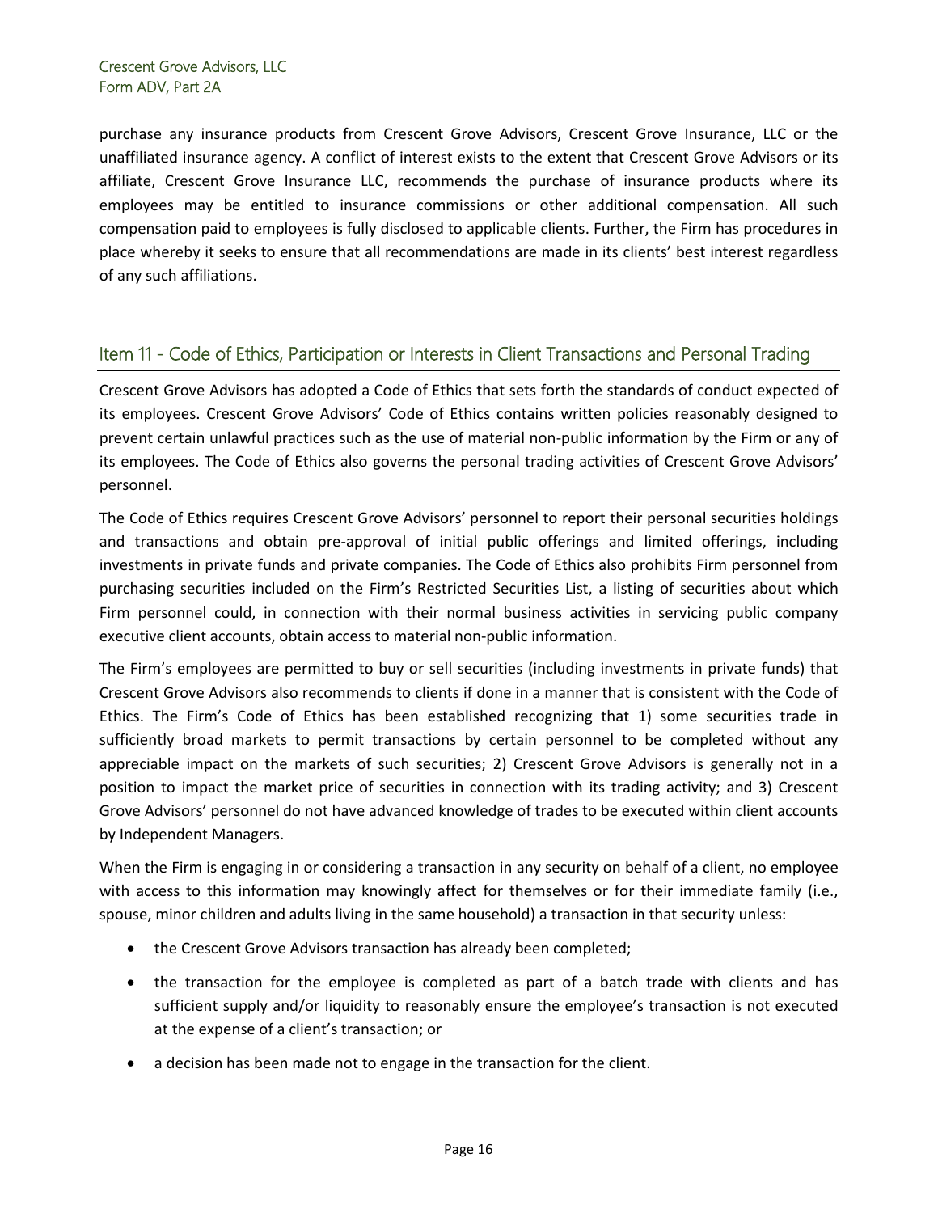purchase any insurance products from Crescent Grove Advisors, Crescent Grove Insurance, LLC or the unaffiliated insurance agency. A conflict of interest exists to the extent that Crescent Grove Advisors or its affiliate, Crescent Grove Insurance LLC, recommends the purchase of insurance products where its employees may be entitled to insurance commissions or other additional compensation. All such compensation paid to employees is fully disclosed to applicable clients. Further, the Firm has procedures in place whereby it seeks to ensure that all recommendations are made in its clients' best interest regardless of any such affiliations.

## Item 11 - Code of Ethics, Participation or Interests in Client Transactions and Personal Trading

Crescent Grove Advisors has adopted a Code of Ethics that sets forth the standards of conduct expected of its employees. Crescent Grove Advisors' Code of Ethics contains written policies reasonably designed to prevent certain unlawful practices such as the use of material non-public information by the Firm or any of its employees. The Code of Ethics also governs the personal trading activities of Crescent Grove Advisors' personnel.

The Code of Ethics requires Crescent Grove Advisors' personnel to report their personal securities holdings and transactions and obtain pre-approval of initial public offerings and limited offerings, including investments in private funds and private companies. The Code of Ethics also prohibits Firm personnel from purchasing securities included on the Firm's Restricted Securities List, a listing of securities about which Firm personnel could, in connection with their normal business activities in servicing public company executive client accounts, obtain access to material non-public information.

The Firm's employees are permitted to buy or sell securities (including investments in private funds) that Crescent Grove Advisors also recommends to clients if done in a manner that is consistent with the Code of Ethics. The Firm's Code of Ethics has been established recognizing that 1) some securities trade in sufficiently broad markets to permit transactions by certain personnel to be completed without any appreciable impact on the markets of such securities; 2) Crescent Grove Advisors is generally not in a position to impact the market price of securities in connection with its trading activity; and 3) Crescent Grove Advisors' personnel do not have advanced knowledge of trades to be executed within client accounts by Independent Managers.

When the Firm is engaging in or considering a transaction in any security on behalf of a client, no employee with access to this information may knowingly affect for themselves or for their immediate family (i.e., spouse, minor children and adults living in the same household) a transaction in that security unless:

- the Crescent Grove Advisors transaction has already been completed;
- the transaction for the employee is completed as part of a batch trade with clients and has sufficient supply and/or liquidity to reasonably ensure the employee's transaction is not executed at the expense of a client's transaction; or
- a decision has been made not to engage in the transaction for the client.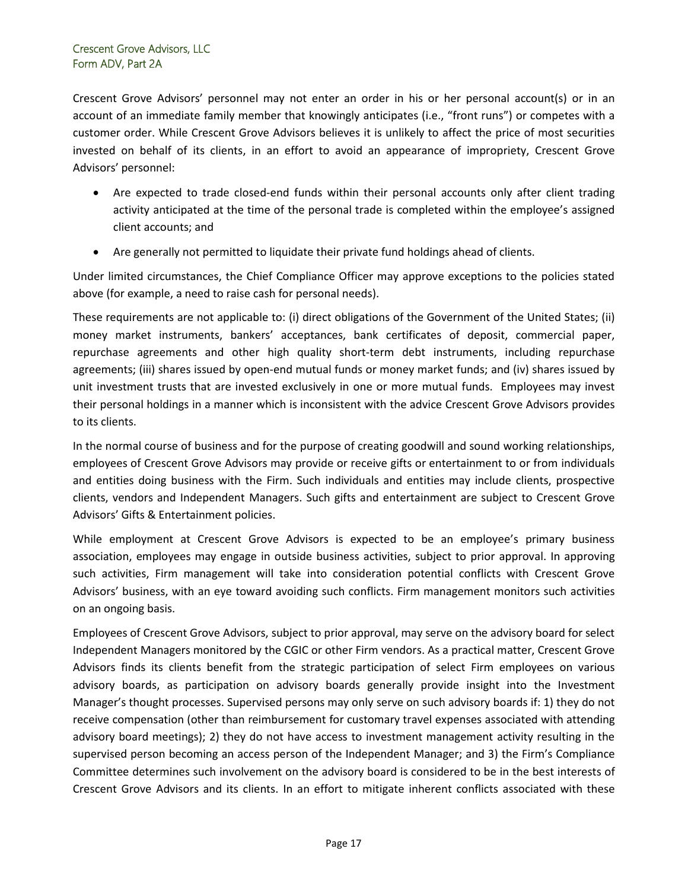Crescent Grove Advisors' personnel may not enter an order in his or her personal account(s) or in an account of an immediate family member that knowingly anticipates (i.e., "front runs") or competes with a customer order. While Crescent Grove Advisors believes it is unlikely to affect the price of most securities invested on behalf of its clients, in an effort to avoid an appearance of impropriety, Crescent Grove Advisors' personnel:

- Are expected to trade closed-end funds within their personal accounts only after client trading activity anticipated at the time of the personal trade is completed within the employee's assigned client accounts; and
- Are generally not permitted to liquidate their private fund holdings ahead of clients.

Under limited circumstances, the Chief Compliance Officer may approve exceptions to the policies stated above (for example, a need to raise cash for personal needs).

These requirements are not applicable to: (i) direct obligations of the Government of the United States; (ii) money market instruments, bankers' acceptances, bank certificates of deposit, commercial paper, repurchase agreements and other high quality short-term debt instruments, including repurchase agreements; (iii) shares issued by open-end mutual funds or money market funds; and (iv) shares issued by unit investment trusts that are invested exclusively in one or more mutual funds. Employees may invest their personal holdings in a manner which is inconsistent with the advice Crescent Grove Advisors provides to its clients.

In the normal course of business and for the purpose of creating goodwill and sound working relationships, employees of Crescent Grove Advisors may provide or receive gifts or entertainment to or from individuals and entities doing business with the Firm. Such individuals and entities may include clients, prospective clients, vendors and Independent Managers. Such gifts and entertainment are subject to Crescent Grove Advisors' Gifts & Entertainment policies.

While employment at Crescent Grove Advisors is expected to be an employee's primary business association, employees may engage in outside business activities, subject to prior approval. In approving such activities, Firm management will take into consideration potential conflicts with Crescent Grove Advisors' business, with an eye toward avoiding such conflicts. Firm management monitors such activities on an ongoing basis.

Employees of Crescent Grove Advisors, subject to prior approval, may serve on the advisory board for select Independent Managers monitored by the CGIC or other Firm vendors. As a practical matter, Crescent Grove Advisors finds its clients benefit from the strategic participation of select Firm employees on various advisory boards, as participation on advisory boards generally provide insight into the Investment Manager's thought processes. Supervised persons may only serve on such advisory boards if: 1) they do not receive compensation (other than reimbursement for customary travel expenses associated with attending advisory board meetings); 2) they do not have access to investment management activity resulting in the supervised person becoming an access person of the Independent Manager; and 3) the Firm's Compliance Committee determines such involvement on the advisory board is considered to be in the best interests of Crescent Grove Advisors and its clients. In an effort to mitigate inherent conflicts associated with these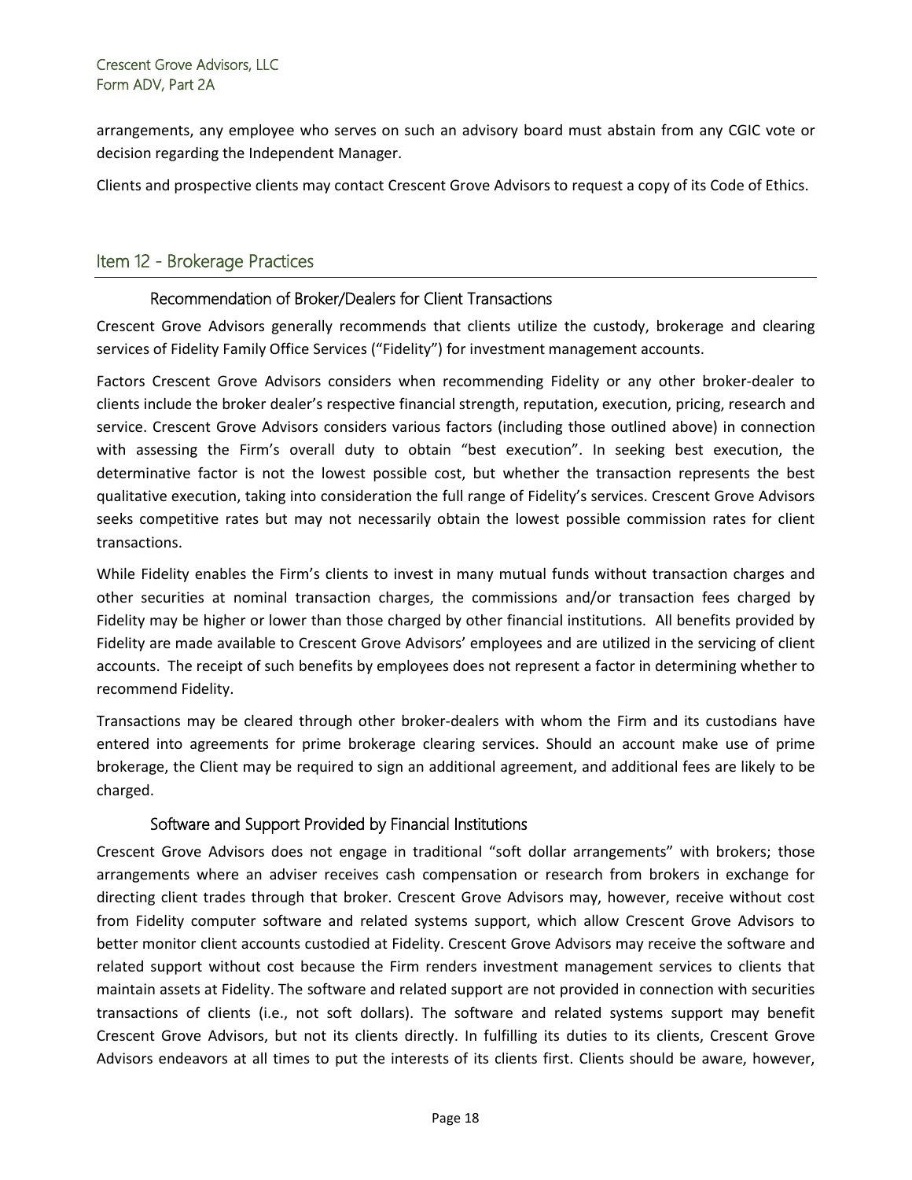arrangements, any employee who serves on such an advisory board must abstain from any CGIC vote or decision regarding the Independent Manager.

Clients and prospective clients may contact Crescent Grove Advisors to request a copy of its Code of Ethics.

## Item 12 - Brokerage Practices

### Recommendation of Broker/Dealers for Client Transactions

Crescent Grove Advisors generally recommends that clients utilize the custody, brokerage and clearing services of Fidelity Family Office Services ("Fidelity") for investment management accounts.

Factors Crescent Grove Advisors considers when recommending Fidelity or any other broker-dealer to clients include the broker dealer's respective financial strength, reputation, execution, pricing, research and service. Crescent Grove Advisors considers various factors (including those outlined above) in connection with assessing the Firm's overall duty to obtain "best execution". In seeking best execution, the determinative factor is not the lowest possible cost, but whether the transaction represents the best qualitative execution, taking into consideration the full range of Fidelity's services. Crescent Grove Advisors seeks competitive rates but may not necessarily obtain the lowest possible commission rates for client transactions.

While Fidelity enables the Firm's clients to invest in many mutual funds without transaction charges and other securities at nominal transaction charges, the commissions and/or transaction fees charged by Fidelity may be higher or lower than those charged by other financial institutions. All benefits provided by Fidelity are made available to Crescent Grove Advisors' employees and are utilized in the servicing of client accounts. The receipt of such benefits by employees does not represent a factor in determining whether to recommend Fidelity.

Transactions may be cleared through other broker-dealers with whom the Firm and its custodians have entered into agreements for prime brokerage clearing services. Should an account make use of prime brokerage, the Client may be required to sign an additional agreement, and additional fees are likely to be charged.

### Software and Support Provided by Financial Institutions

Crescent Grove Advisors does not engage in traditional "soft dollar arrangements" with brokers; those arrangements where an adviser receives cash compensation or research from brokers in exchange for directing client trades through that broker. Crescent Grove Advisors may, however, receive without cost from Fidelity computer software and related systems support, which allow Crescent Grove Advisors to better monitor client accounts custodied at Fidelity. Crescent Grove Advisors may receive the software and related support without cost because the Firm renders investment management services to clients that maintain assets at Fidelity. The software and related support are not provided in connection with securities transactions of clients (i.e., not soft dollars). The software and related systems support may benefit Crescent Grove Advisors, but not its clients directly. In fulfilling its duties to its clients, Crescent Grove Advisors endeavors at all times to put the interests of its clients first. Clients should be aware, however,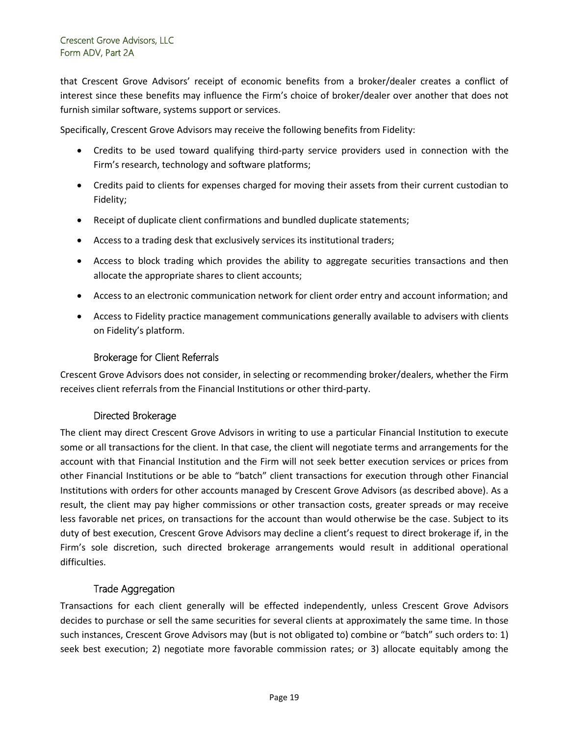that Crescent Grove Advisors' receipt of economic benefits from a broker/dealer creates a conflict of interest since these benefits may influence the Firm's choice of broker/dealer over another that does not furnish similar software, systems support or services.

Specifically, Crescent Grove Advisors may receive the following benefits from Fidelity:

- Credits to be used toward qualifying third-party service providers used in connection with the Firm's research, technology and software platforms;
- Credits paid to clients for expenses charged for moving their assets from their current custodian to Fidelity;
- Receipt of duplicate client confirmations and bundled duplicate statements;
- Access to a trading desk that exclusively services its institutional traders;
- Access to block trading which provides the ability to aggregate securities transactions and then allocate the appropriate shares to client accounts;
- Access to an electronic communication network for client order entry and account information; and
- Access to Fidelity practice management communications generally available to advisers with clients on Fidelity's platform.

### Brokerage for Client Referrals

Crescent Grove Advisors does not consider, in selecting or recommending broker/dealers, whether the Firm receives client referrals from the Financial Institutions or other third-party.

### Directed Brokerage

The client may direct Crescent Grove Advisors in writing to use a particular Financial Institution to execute some or all transactions for the client. In that case, the client will negotiate terms and arrangements for the account with that Financial Institution and the Firm will not seek better execution services or prices from other Financial Institutions or be able to "batch" client transactions for execution through other Financial Institutions with orders for other accounts managed by Crescent Grove Advisors (as described above). As a result, the client may pay higher commissions or other transaction costs, greater spreads or may receive less favorable net prices, on transactions for the account than would otherwise be the case. Subject to its duty of best execution, Crescent Grove Advisors may decline a client's request to direct brokerage if, in the Firm's sole discretion, such directed brokerage arrangements would result in additional operational difficulties.

### Trade Aggregation

Transactions for each client generally will be effected independently, unless Crescent Grove Advisors decides to purchase or sell the same securities for several clients at approximately the same time. In those such instances, Crescent Grove Advisors may (but is not obligated to) combine or "batch" such orders to: 1) seek best execution; 2) negotiate more favorable commission rates; or 3) allocate equitably among the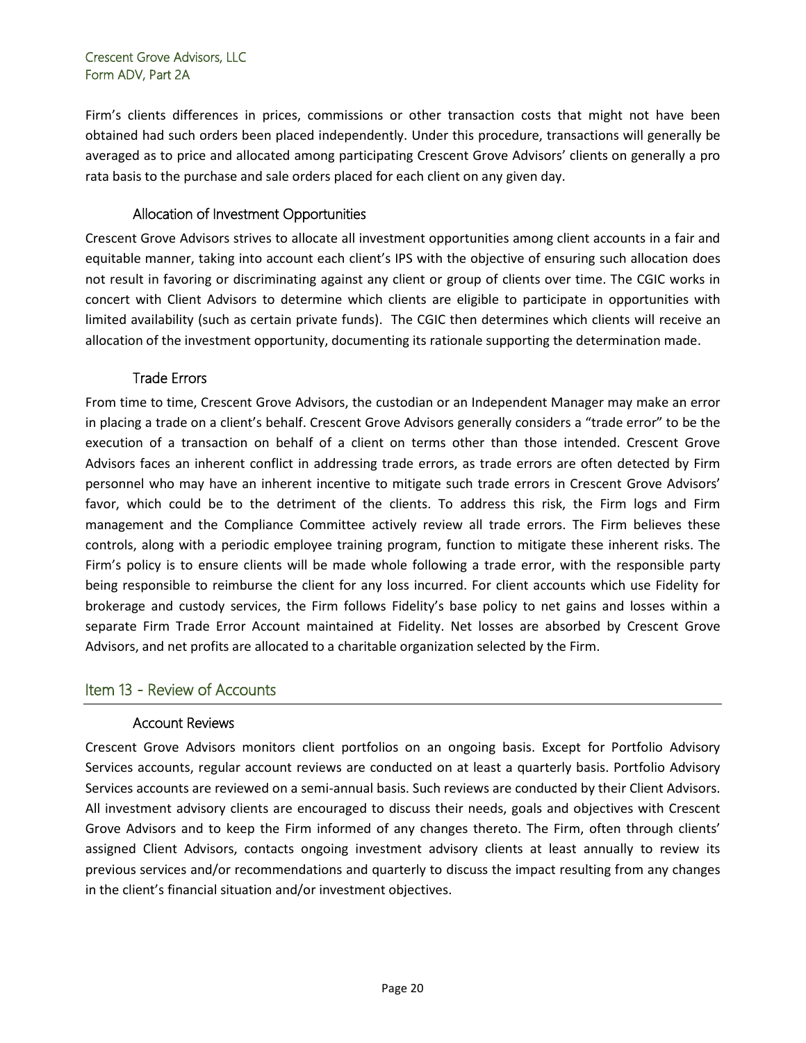Firm's clients differences in prices, commissions or other transaction costs that might not have been obtained had such orders been placed independently. Under this procedure, transactions will generally be averaged as to price and allocated among participating Crescent Grove Advisors' clients on generally a pro rata basis to the purchase and sale orders placed for each client on any given day.

### Allocation of Investment Opportunities

Crescent Grove Advisors strives to allocate all investment opportunities among client accounts in a fair and equitable manner, taking into account each client's IPS with the objective of ensuring such allocation does not result in favoring or discriminating against any client or group of clients over time. The CGIC works in concert with Client Advisors to determine which clients are eligible to participate in opportunities with limited availability (such as certain private funds). The CGIC then determines which clients will receive an allocation of the investment opportunity, documenting its rationale supporting the determination made.

### Trade Errors

From time to time, Crescent Grove Advisors, the custodian or an Independent Manager may make an error in placing a trade on a client's behalf. Crescent Grove Advisors generally considers a "trade error" to be the execution of a transaction on behalf of a client on terms other than those intended. Crescent Grove Advisors faces an inherent conflict in addressing trade errors, as trade errors are often detected by Firm personnel who may have an inherent incentive to mitigate such trade errors in Crescent Grove Advisors' favor, which could be to the detriment of the clients. To address this risk, the Firm logs and Firm management and the Compliance Committee actively review all trade errors. The Firm believes these controls, along with a periodic employee training program, function to mitigate these inherent risks. The Firm's policy is to ensure clients will be made whole following a trade error, with the responsible party being responsible to reimburse the client for any loss incurred. For client accounts which use Fidelity for brokerage and custody services, the Firm follows Fidelity's base policy to net gains and losses within a separate Firm Trade Error Account maintained at Fidelity. Net losses are absorbed by Crescent Grove Advisors, and net profits are allocated to a charitable organization selected by the Firm.

## Item 13 - Review of Accounts

### Account Reviews

Crescent Grove Advisors monitors client portfolios on an ongoing basis. Except for Portfolio Advisory Services accounts, regular account reviews are conducted on at least a quarterly basis. Portfolio Advisory Services accounts are reviewed on a semi-annual basis. Such reviews are conducted by their Client Advisors. All investment advisory clients are encouraged to discuss their needs, goals and objectives with Crescent Grove Advisors and to keep the Firm informed of any changes thereto. The Firm, often through clients' assigned Client Advisors, contacts ongoing investment advisory clients at least annually to review its previous services and/or recommendations and quarterly to discuss the impact resulting from any changes in the client's financial situation and/or investment objectives.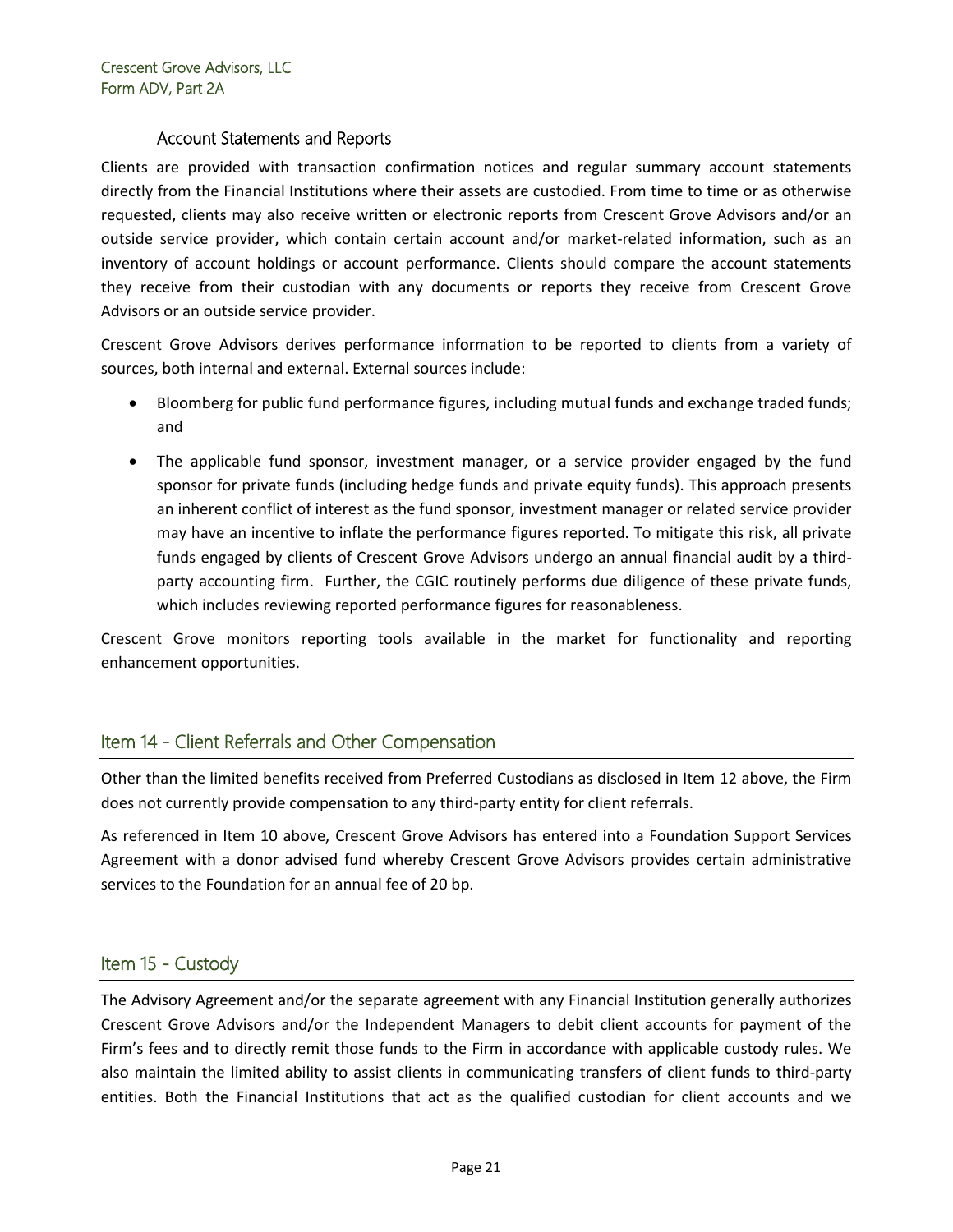### Account Statements and Reports

Clients are provided with transaction confirmation notices and regular summary account statements directly from the Financial Institutions where their assets are custodied. From time to time or as otherwise requested, clients may also receive written or electronic reports from Crescent Grove Advisors and/or an outside service provider, which contain certain account and/or market-related information, such as an inventory of account holdings or account performance. Clients should compare the account statements they receive from their custodian with any documents or reports they receive from Crescent Grove Advisors or an outside service provider.

Crescent Grove Advisors derives performance information to be reported to clients from a variety of sources, both internal and external. External sources include:

- Bloomberg for public fund performance figures, including mutual funds and exchange traded funds; and
- The applicable fund sponsor, investment manager, or a service provider engaged by the fund sponsor for private funds (including hedge funds and private equity funds). This approach presents an inherent conflict of interest as the fund sponsor, investment manager or related service provider may have an incentive to inflate the performance figures reported. To mitigate this risk, all private funds engaged by clients of Crescent Grove Advisors undergo an annual financial audit by a third-party accounting firm. Further, the CGIC routinely performs due diligence of these private funds, which includes reviewing reported performance figures for reasonableness.

Crescent Grove monitors reporting tools available in the market for functionality and reporting enhancement opportunities.

## Item 14 - Client Referrals and Other Compensation

Other than the limited benefits received from Preferred Custodians as disclosed in Item 12 above, the Firm does not currently provide compensation to any third-party entity for client referrals.

As referenced in Item 10 above, Crescent Grove Advisors has entered into a Foundation Support Services Agreement with a donor advised fund whereby Crescent Grove Advisors provides certain administrative services to the Foundation for an annual fee of 20 bp.

## Item 15 - Custody

The Advisory Agreement and/or the separate agreement with any Financial Institution generally authorizes Crescent Grove Advisors and/or the Independent Managers to debit client accounts for payment of the Firm's fees and to directly remit those funds to the Firm in accordance with applicable custody rules. We also maintain the limited ability to assist clients in communicating transfers of client funds to third-party entities. Both the Financial Institutions that act as the qualified custodian for client accounts and we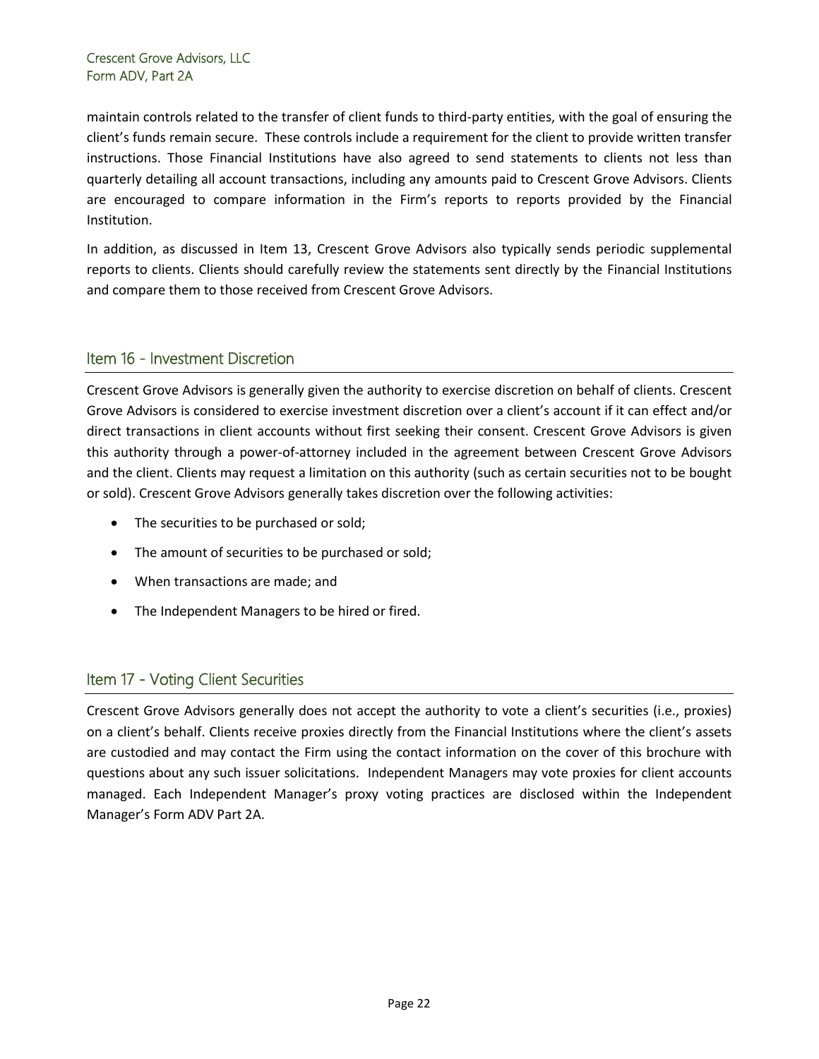maintain controls related to the transfer of client funds to third-party entities, with the goal of ensuring the client's funds remain secure. These controls include a requirement for the client to provide written transfer instructions. Those Financial Institutions have also agreed to send statements to clients not less than quarterly detailing all account transactions, including any amounts paid to Crescent Grove Advisors. Clients are encouraged to compare information in the Firm's reports to reports provided by the Financial Institution.

In addition, as discussed in Item 13, Crescent Grove Advisors also typically sends periodic supplemental reports to clients. Clients should carefully review the statements sent directly by the Financial Institutions and compare them to those received from Crescent Grove Advisors.

## Item 16 - Investment Discretion

Crescent Grove Advisors is generally given the authority to exercise discretion on behalf of clients. Crescent Grove Advisors is considered to exercise investment discretion over a client's account if it can effect and/or direct transactions in client accounts without first seeking their consent. Crescent Grove Advisors is given this authority through a power-of-attorney included in the agreement between Crescent Grove Advisors and the client. Clients may request a limitation on this authority (such as certain securities not to be bought or sold). Crescent Grove Advisors generally takes discretion over the following activities:

- The securities to be purchased or sold;
- The amount of securities to be purchased or sold;
- When transactions are made; and
- The Independent Managers to be hired or fired.

## Item 17 - Voting Client Securities

Crescent Grove Advisors generally does not accept the authority to vote a client's securities (i.e., proxies) on a client's behalf. Clients receive proxies directly from the Financial Institutions where the client's assets are custodied and may contact the Firm using the contact information on the cover of this brochure with questions about any such issuer solicitations. Independent Managers may vote proxies for client accounts managed. Each Independent Manager's proxy voting practices are disclosed within the Independent Manager's Form ADV Part 2A.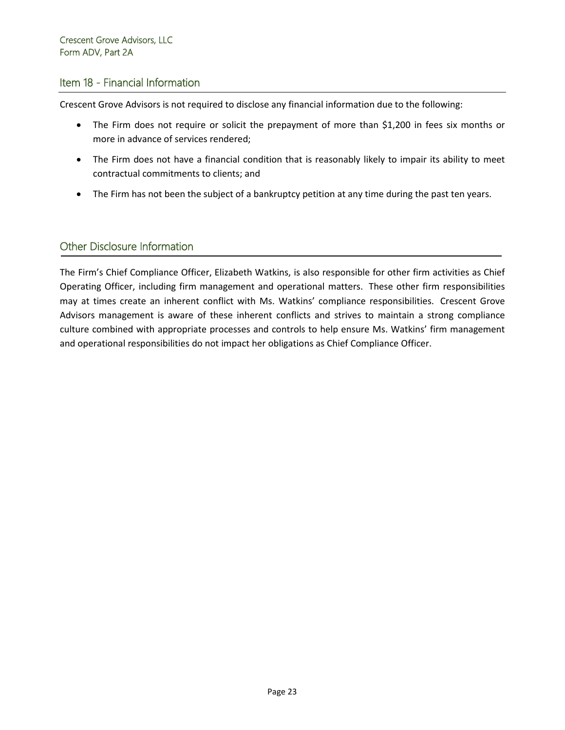## Item 18 - Financial Information

Crescent Grove Advisors is not required to disclose any financial information due to the following:

- The Firm does not require or solicit the prepayment of more than $1,200 in fees six months or more in advance of services rendered;
- The Firm does not have a financial condition that is reasonably likely to impair its ability to meet contractual commitments to clients; and
- The Firm has not been the subject of a bankruptcy petition at any time during the past ten years.

## Other Disclosure Information

The Firm's Chief Compliance Officer, Elizabeth Watkins, is also responsible for other firm activities as Chief Operating Officer, including firm management and operational matters. These other firm responsibilities may at times create an inherent conflict with Ms. Watkins' compliance responsibilities. Crescent Grove Advisors management is aware of these inherent conflicts and strives to maintain a strong compliance culture combined with appropriate processes and controls to help ensure Ms. Watkins' firm management and operational responsibilities do not impact her obligations as Chief Compliance Officer.